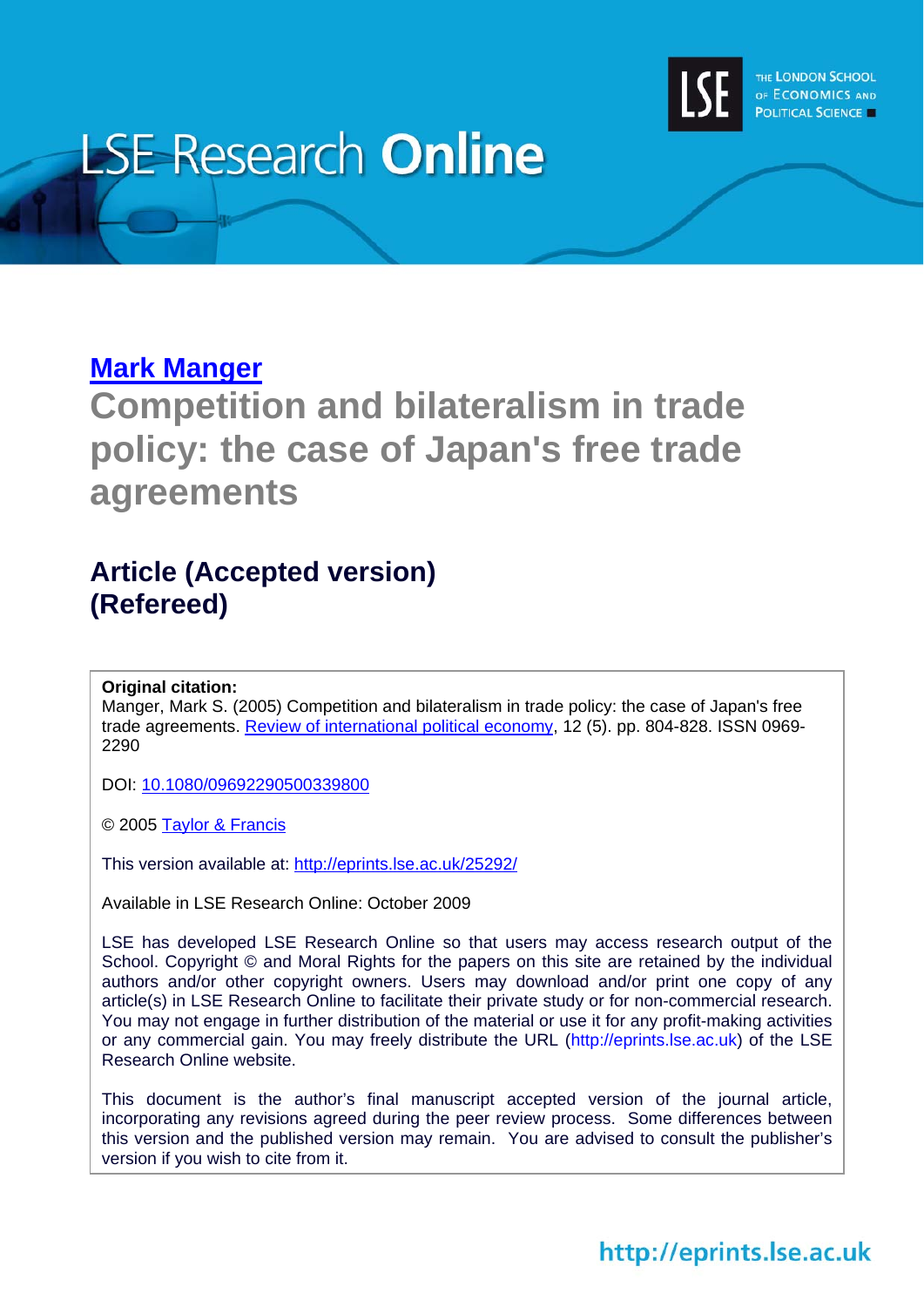# LSE Research Online

THE LONDON SCHOOL OF ECONOMICS AND POLITICAL SCIENCE

## Mark Manger

# Competition and bilateralism in trade policy: the case of Japan's free trade agreements

## Article (Accepted version) (Refereed)

**Original citation:**
Manger, Mark S. (2005) Competition and bilateralism in trade policy: the case of Japan's free trade agreements. Review of international political economy, 12 (5). pp. 804-828. ISSN 0969-2290

DOI: 10.1080/09692290500339800

© 2005 Taylor & Francis

This version available at: http://eprints.lse.ac.uk/25292/

Available in LSE Research Online: October 2009

LSE has developed LSE Research Online so that users may access research output of the School. Copyright © and Moral Rights for the papers on this site are retained by the individual authors and/or other copyright owners. Users may download and/or print one copy of any article(s) in LSE Research Online to facilitate their private study or for non-commercial research. You may not engage in further distribution of the material or use it for any profit-making activities or any commercial gain. You may freely distribute the URL (http://eprints.lse.ac.uk) of the LSE Research Online website.

This document is the author's final manuscript accepted version of the journal article, incorporating any revisions agreed during the peer review process. Some differences between this version and the published version may remain. You are advised to consult the publisher's version if you wish to cite from it.

http://eprints.lse.ac.uk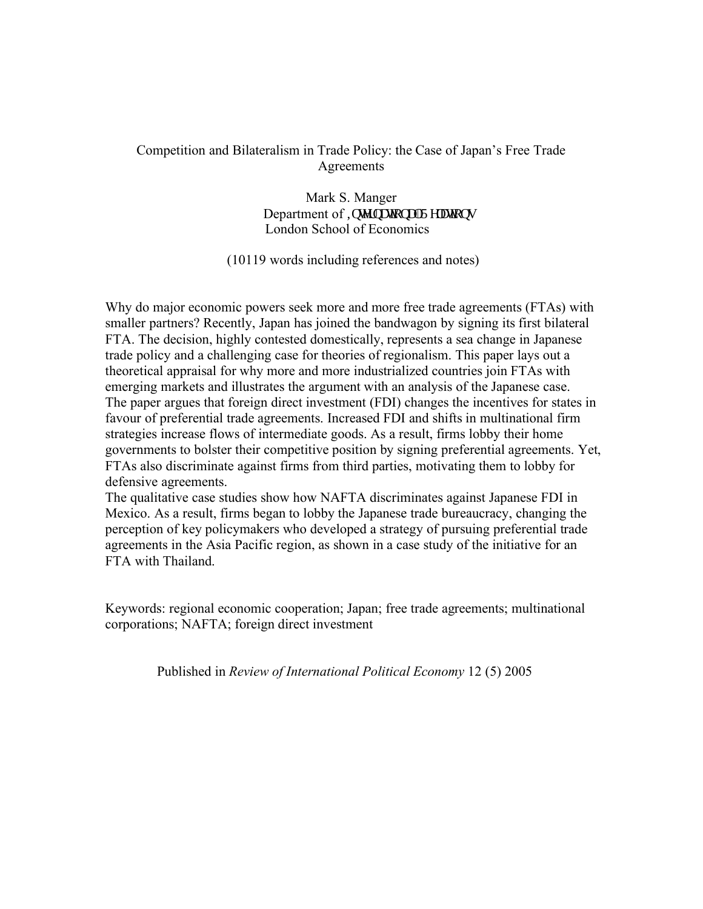Competition and Bilateralism in Trade Policy: the Case of Japan's Free Trade Agreements

Mark S. Manger
Department of ,QWHUQDWLRQDO5HODWLRQV
London School of Economics

(10119 words including references and notes)

Why do major economic powers seek more and more free trade agreements (FTAs) with smaller partners? Recently, Japan has joined the bandwagon by signing its first bilateral FTA. The decision, highly contested domestically, represents a sea change in Japanese trade policy and a challenging case for theories of regionalism. This paper lays out a theoretical appraisal for why more and more industrialized countries join FTAs with emerging markets and illustrates the argument with an analysis of the Japanese case. The paper argues that foreign direct investment (FDI) changes the incentives for states in favour of preferential trade agreements. Increased FDI and shifts in multinational firm strategies increase flows of intermediate goods. As a result, firms lobby their home governments to bolster their competitive position by signing preferential agreements. Yet, FTAs also discriminate against firms from third parties, motivating them to lobby for defensive agreements.
The qualitative case studies show how NAFTA discriminates against Japanese FDI in Mexico. As a result, firms began to lobby the Japanese trade bureaucracy, changing the perception of key policymakers who developed a strategy of pursuing preferential trade agreements in the Asia Pacific region, as shown in a case study of the initiative for an FTA with Thailand.

Keywords: regional economic cooperation; Japan; free trade agreements; multinational corporations; NAFTA; foreign direct investment

Published in *Review of International Political Economy* 12 (5) 2005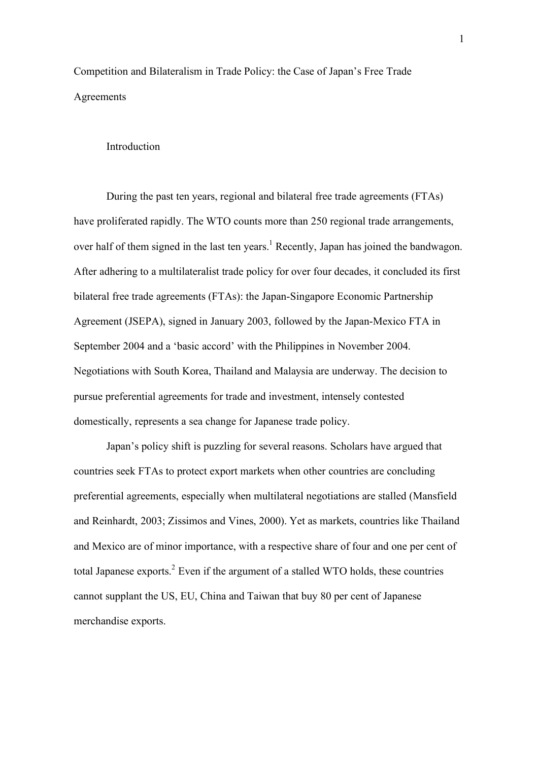# Competition and Bilateralism in Trade Policy: the Case of Japan's Free Trade Agreements

## Introduction

During the past ten years, regional and bilateral free trade agreements (FTAs) have proliferated rapidly. The WTO counts more than 250 regional trade arrangements, over half of them signed in the last ten years.[1] Recently, Japan has joined the bandwagon. After adhering to a multilateralist trade policy for over four decades, it concluded its first bilateral free trade agreements (FTAs): the Japan-Singapore Economic Partnership Agreement (JSEPA), signed in January 2003, followed by the Japan-Mexico FTA in September 2004 and a 'basic accord' with the Philippines in November 2004. Negotiations with South Korea, Thailand and Malaysia are underway. The decision to pursue preferential agreements for trade and investment, intensely contested domestically, represents a sea change for Japanese trade policy.

Japan's policy shift is puzzling for several reasons. Scholars have argued that countries seek FTAs to protect export markets when other countries are concluding preferential agreements, especially when multilateral negotiations are stalled (Mansfield and Reinhardt, 2003; Zissimos and Vines, 2000). Yet as markets, countries like Thailand and Mexico are of minor importance, with a respective share of four and one per cent of total Japanese exports.[2] Even if the argument of a stalled WTO holds, these countries cannot supplant the US, EU, China and Taiwan that buy 80 per cent of Japanese merchandise exports.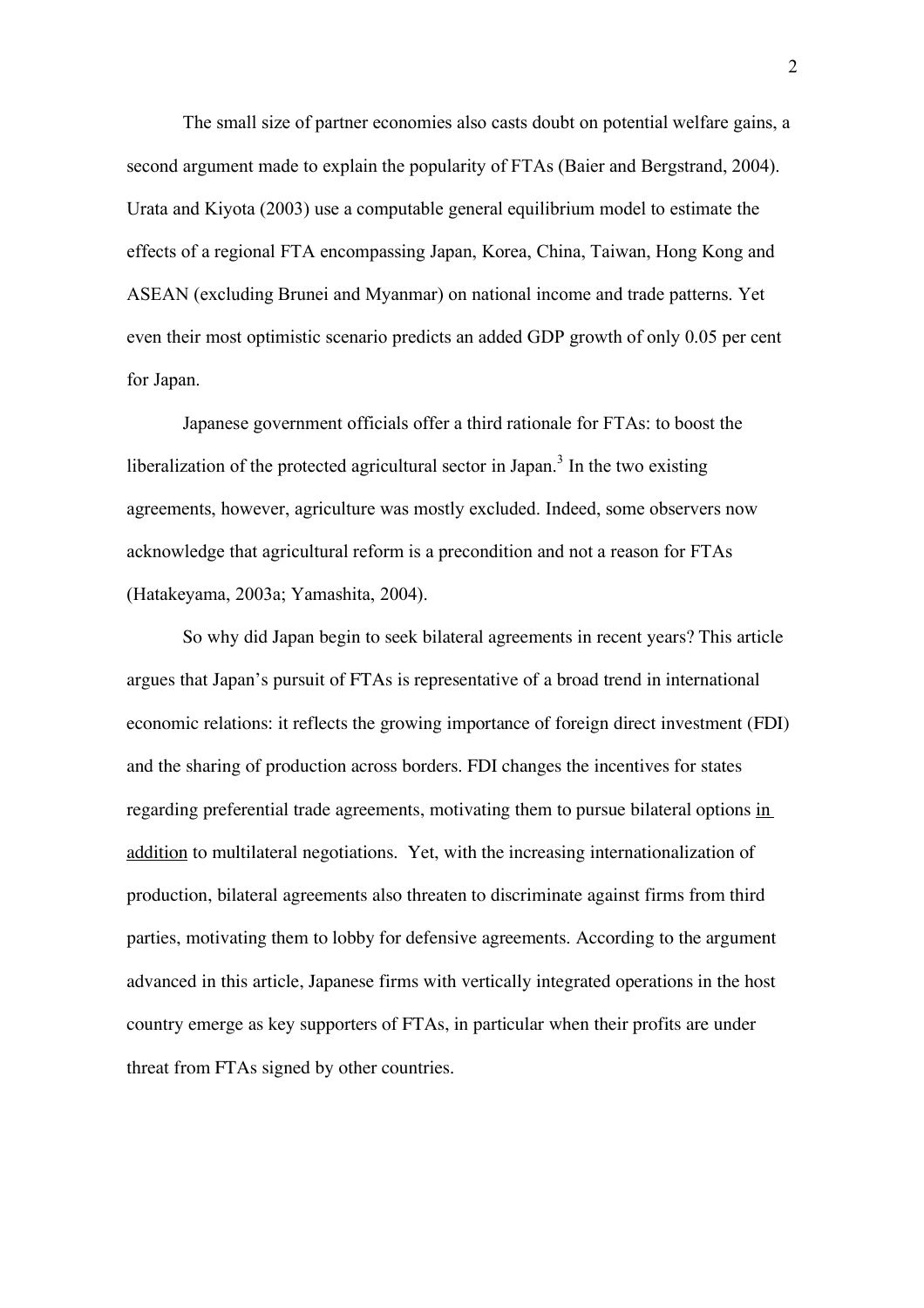The small size of partner economies also casts doubt on potential welfare gains, a second argument made to explain the popularity of FTAs (Baier and Bergstrand, 2004). Urata and Kiyota (2003) use a computable general equilibrium model to estimate the effects of a regional FTA encompassing Japan, Korea, China, Taiwan, Hong Kong and ASEAN (excluding Brunei and Myanmar) on national income and trade patterns. Yet even their most optimistic scenario predicts an added GDP growth of only 0.05 per cent for Japan.

Japanese government officials offer a third rationale for FTAs: to boost the liberalization of the protected agricultural sector in Japan.[3] In the two existing agreements, however, agriculture was mostly excluded. Indeed, some observers now acknowledge that agricultural reform is a precondition and not a reason for FTAs (Hatakeyama, 2003a; Yamashita, 2004).

So why did Japan begin to seek bilateral agreements in recent years? This article argues that Japan's pursuit of FTAs is representative of a broad trend in international economic relations: it reflects the growing importance of foreign direct investment (FDI) and the sharing of production across borders. FDI changes the incentives for states regarding preferential trade agreements, motivating them to pursue bilateral options <u>in addition</u> to multilateral negotiations. Yet, with the increasing internationalization of production, bilateral agreements also threaten to discriminate against firms from third parties, motivating them to lobby for defensive agreements. According to the argument advanced in this article, Japanese firms with vertically integrated operations in the host country emerge as key supporters of FTAs, in particular when their profits are under threat from FTAs signed by other countries.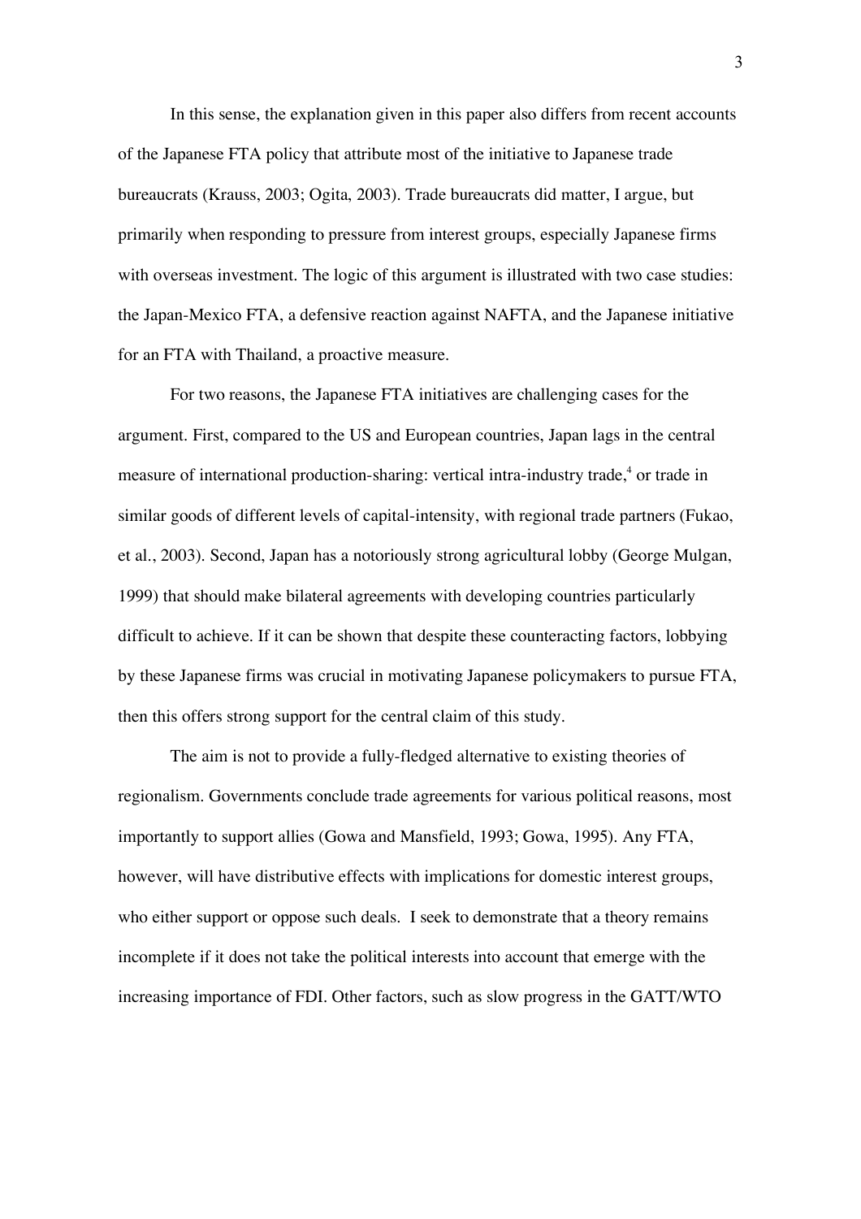In this sense, the explanation given in this paper also differs from recent accounts of the Japanese FTA policy that attribute most of the initiative to Japanese trade bureaucrats (Krauss, 2003; Ogita, 2003). Trade bureaucrats did matter, I argue, but primarily when responding to pressure from interest groups, especially Japanese firms with overseas investment. The logic of this argument is illustrated with two case studies: the Japan-Mexico FTA, a defensive reaction against NAFTA, and the Japanese initiative for an FTA with Thailand, a proactive measure.

For two reasons, the Japanese FTA initiatives are challenging cases for the argument. First, compared to the US and European countries, Japan lags in the central measure of international production-sharing: vertical intra-industry trade,[4] or trade in similar goods of different levels of capital-intensity, with regional trade partners (Fukao, et al., 2003). Second, Japan has a notoriously strong agricultural lobby (George Mulgan, 1999) that should make bilateral agreements with developing countries particularly difficult to achieve. If it can be shown that despite these counteracting factors, lobbying by these Japanese firms was crucial in motivating Japanese policymakers to pursue FTA, then this offers strong support for the central claim of this study.

The aim is not to provide a fully-fledged alternative to existing theories of regionalism. Governments conclude trade agreements for various political reasons, most importantly to support allies (Gowa and Mansfield, 1993; Gowa, 1995). Any FTA, however, will have distributive effects with implications for domestic interest groups, who either support or oppose such deals. I seek to demonstrate that a theory remains incomplete if it does not take the political interests into account that emerge with the increasing importance of FDI. Other factors, such as slow progress in the GATT/WTO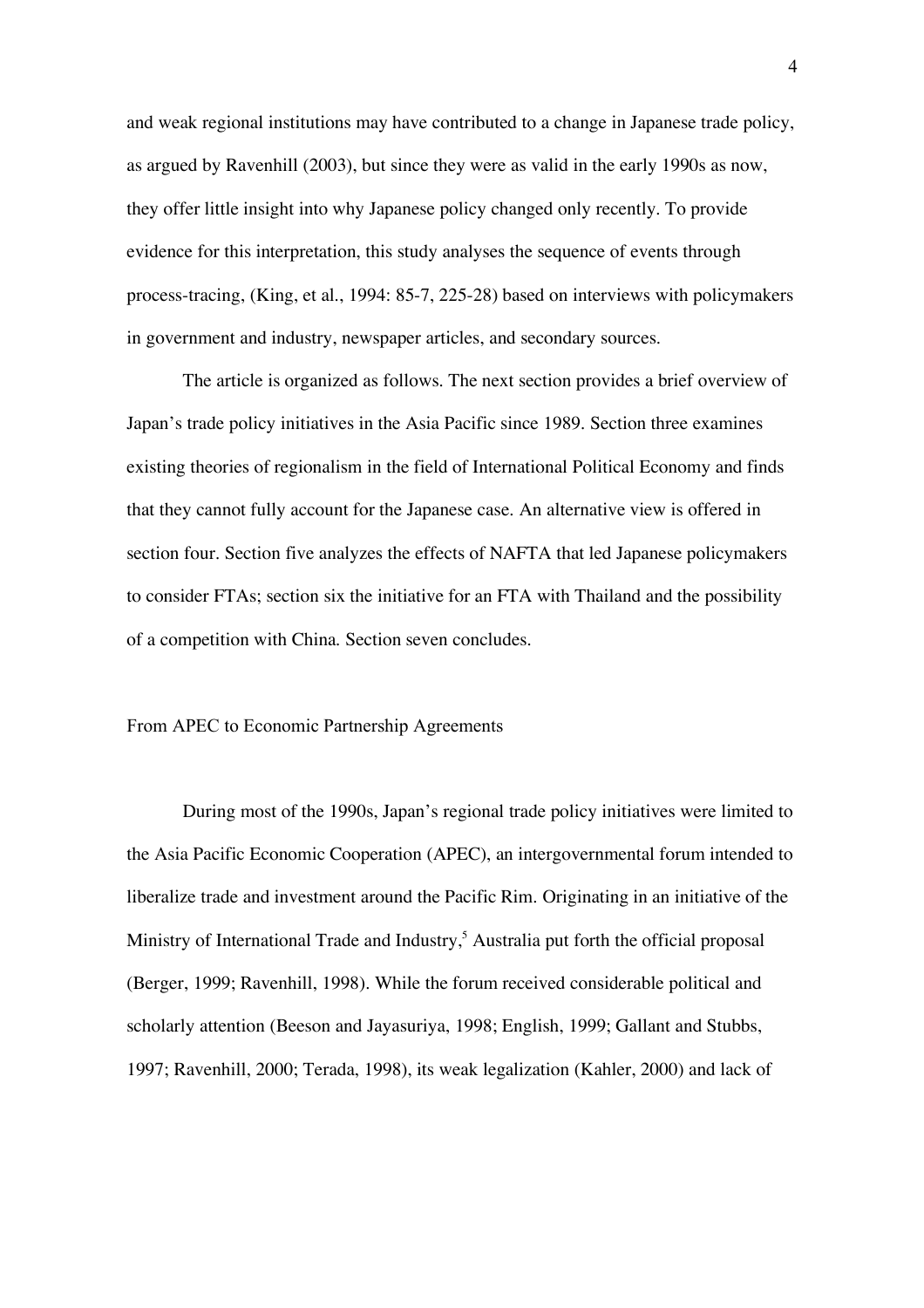and weak regional institutions may have contributed to a change in Japanese trade policy, as argued by Ravenhill (2003), but since they were as valid in the early 1990s as now, they offer little insight into why Japanese policy changed only recently. To provide evidence for this interpretation, this study analyses the sequence of events through process-tracing, (King, et al., 1994: 85-7, 225-28) based on interviews with policymakers in government and industry, newspaper articles, and secondary sources.

The article is organized as follows. The next section provides a brief overview of Japan's trade policy initiatives in the Asia Pacific since 1989. Section three examines existing theories of regionalism in the field of International Political Economy and finds that they cannot fully account for the Japanese case. An alternative view is offered in section four. Section five analyzes the effects of NAFTA that led Japanese policymakers to consider FTAs; section six the initiative for an FTA with Thailand and the possibility of a competition with China. Section seven concludes.

## From APEC to Economic Partnership Agreements

During most of the 1990s, Japan's regional trade policy initiatives were limited to the Asia Pacific Economic Cooperation (APEC), an intergovernmental forum intended to liberalize trade and investment around the Pacific Rim. Originating in an initiative of the Ministry of International Trade and Industry,[5] Australia put forth the official proposal (Berger, 1999; Ravenhill, 1998). While the forum received considerable political and scholarly attention (Beeson and Jayasuriya, 1998; English, 1999; Gallant and Stubbs, 1997; Ravenhill, 2000; Terada, 1998), its weak legalization (Kahler, 2000) and lack of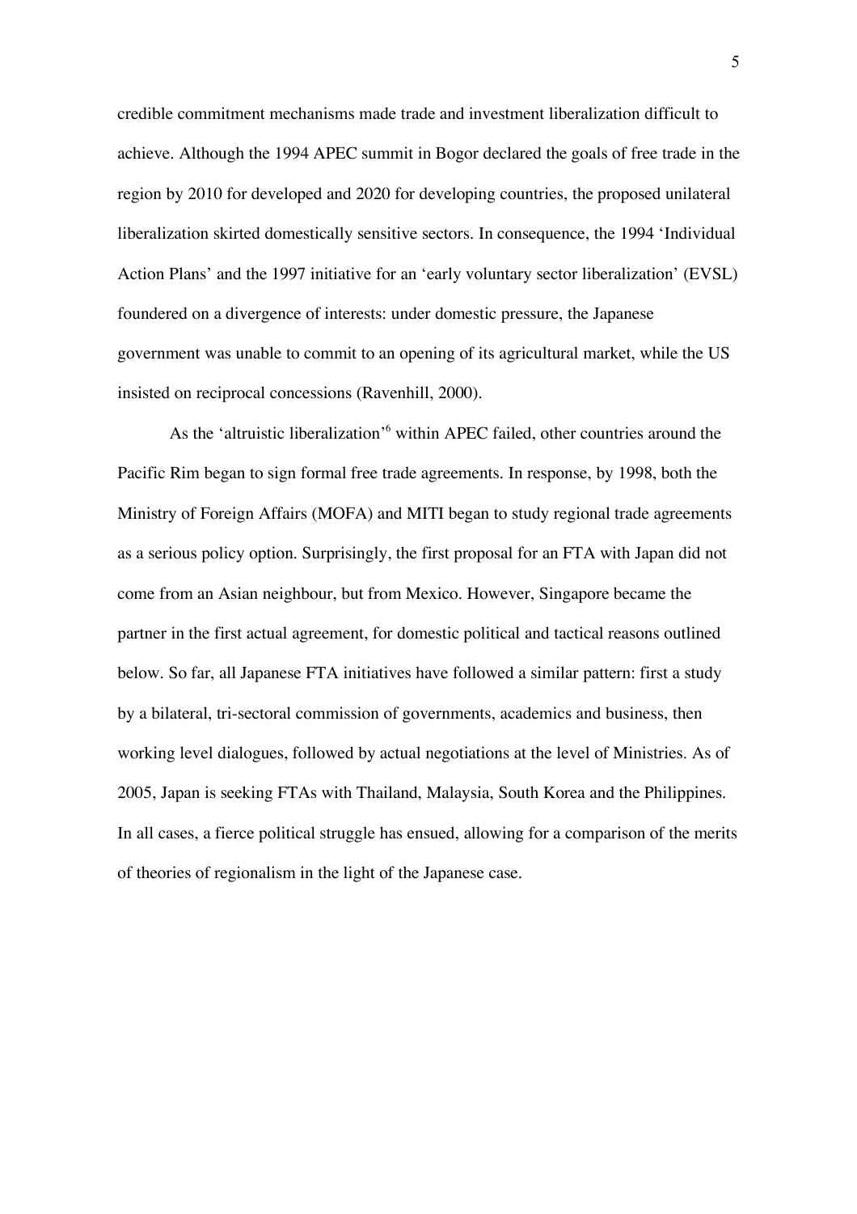credible commitment mechanisms made trade and investment liberalization difficult to achieve. Although the 1994 APEC summit in Bogor declared the goals of free trade in the region by 2010 for developed and 2020 for developing countries, the proposed unilateral liberalization skirted domestically sensitive sectors. In consequence, the 1994 'Individual Action Plans' and the 1997 initiative for an 'early voluntary sector liberalization' (EVSL) foundered on a divergence of interests: under domestic pressure, the Japanese government was unable to commit to an opening of its agricultural market, while the US insisted on reciprocal concessions (Ravenhill, 2000).

As the 'altruistic liberalization'[6] within APEC failed, other countries around the Pacific Rim began to sign formal free trade agreements. In response, by 1998, both the Ministry of Foreign Affairs (MOFA) and MITI began to study regional trade agreements as a serious policy option. Surprisingly, the first proposal for an FTA with Japan did not come from an Asian neighbour, but from Mexico. However, Singapore became the partner in the first actual agreement, for domestic political and tactical reasons outlined below. So far, all Japanese FTA initiatives have followed a similar pattern: first a study by a bilateral, tri-sectoral commission of governments, academics and business, then working level dialogues, followed by actual negotiations at the level of Ministries. As of 2005, Japan is seeking FTAs with Thailand, Malaysia, South Korea and the Philippines. In all cases, a fierce political struggle has ensued, allowing for a comparison of the merits of theories of regionalism in the light of the Japanese case.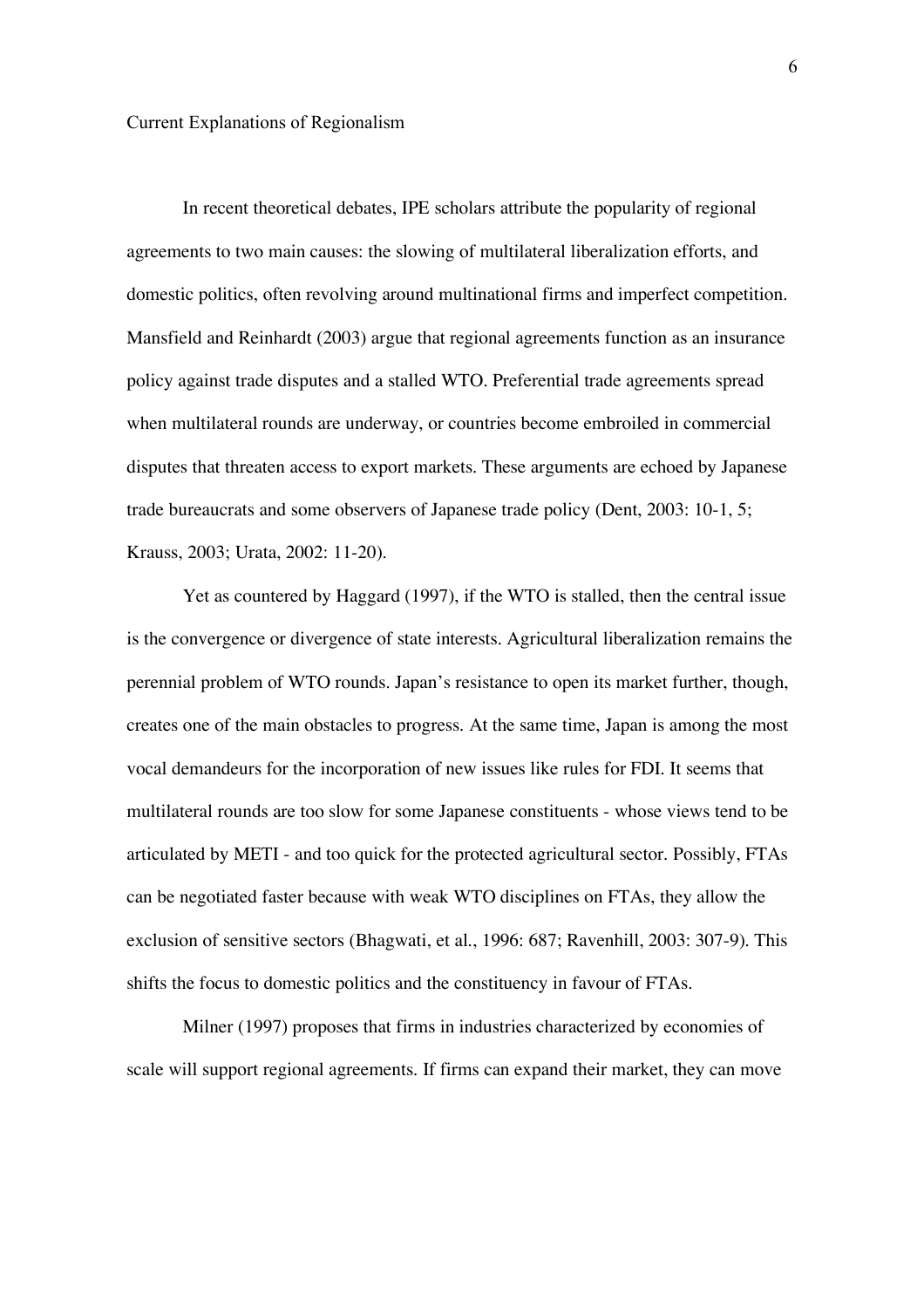## Current Explanations of Regionalism

In recent theoretical debates, IPE scholars attribute the popularity of regional agreements to two main causes: the slowing of multilateral liberalization efforts, and domestic politics, often revolving around multinational firms and imperfect competition. Mansfield and Reinhardt (2003) argue that regional agreements function as an insurance policy against trade disputes and a stalled WTO. Preferential trade agreements spread when multilateral rounds are underway, or countries become embroiled in commercial disputes that threaten access to export markets. These arguments are echoed by Japanese trade bureaucrats and some observers of Japanese trade policy (Dent, 2003: 10-1, 5; Krauss, 2003; Urata, 2002: 11-20).

Yet as countered by Haggard (1997), if the WTO is stalled, then the central issue is the convergence or divergence of state interests. Agricultural liberalization remains the perennial problem of WTO rounds. Japan's resistance to open its market further, though, creates one of the main obstacles to progress. At the same time, Japan is among the most vocal demandeurs for the incorporation of new issues like rules for FDI. It seems that multilateral rounds are too slow for some Japanese constituents - whose views tend to be articulated by METI - and too quick for the protected agricultural sector. Possibly, FTAs can be negotiated faster because with weak WTO disciplines on FTAs, they allow the exclusion of sensitive sectors (Bhagwati, et al., 1996: 687; Ravenhill, 2003: 307-9). This shifts the focus to domestic politics and the constituency in favour of FTAs.

Milner (1997) proposes that firms in industries characterized by economies of scale will support regional agreements. If firms can expand their market, they can move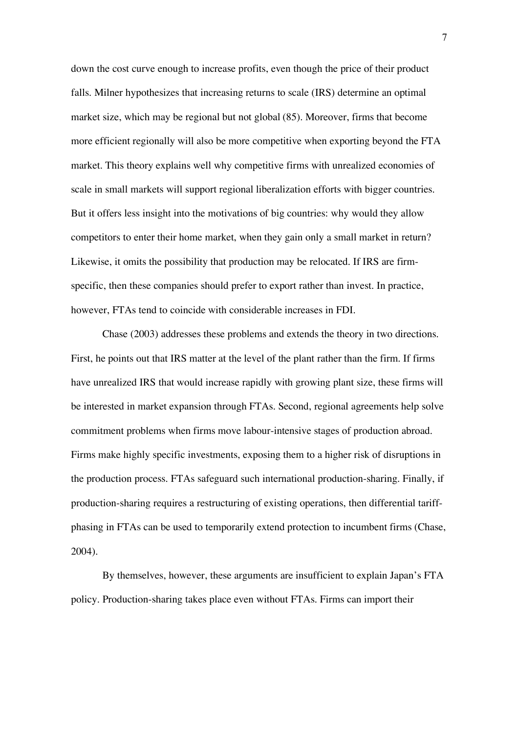down the cost curve enough to increase profits, even though the price of their product falls. Milner hypothesizes that increasing returns to scale (IRS) determine an optimal market size, which may be regional but not global (85). Moreover, firms that become more efficient regionally will also be more competitive when exporting beyond the FTA market. This theory explains well why competitive firms with unrealized economies of scale in small markets will support regional liberalization efforts with bigger countries. But it offers less insight into the motivations of big countries: why would they allow competitors to enter their home market, when they gain only a small market in return? Likewise, it omits the possibility that production may be relocated. If IRS are firm-specific, then these companies should prefer to export rather than invest. In practice, however, FTAs tend to coincide with considerable increases in FDI.

Chase (2003) addresses these problems and extends the theory in two directions. First, he points out that IRS matter at the level of the plant rather than the firm. If firms have unrealized IRS that would increase rapidly with growing plant size, these firms will be interested in market expansion through FTAs. Second, regional agreements help solve commitment problems when firms move labour-intensive stages of production abroad. Firms make highly specific investments, exposing them to a higher risk of disruptions in the production process. FTAs safeguard such international production-sharing. Finally, if production-sharing requires a restructuring of existing operations, then differential tariff-phasing in FTAs can be used to temporarily extend protection to incumbent firms (Chase, 2004).

By themselves, however, these arguments are insufficient to explain Japan's FTA policy. Production-sharing takes place even without FTAs. Firms can import their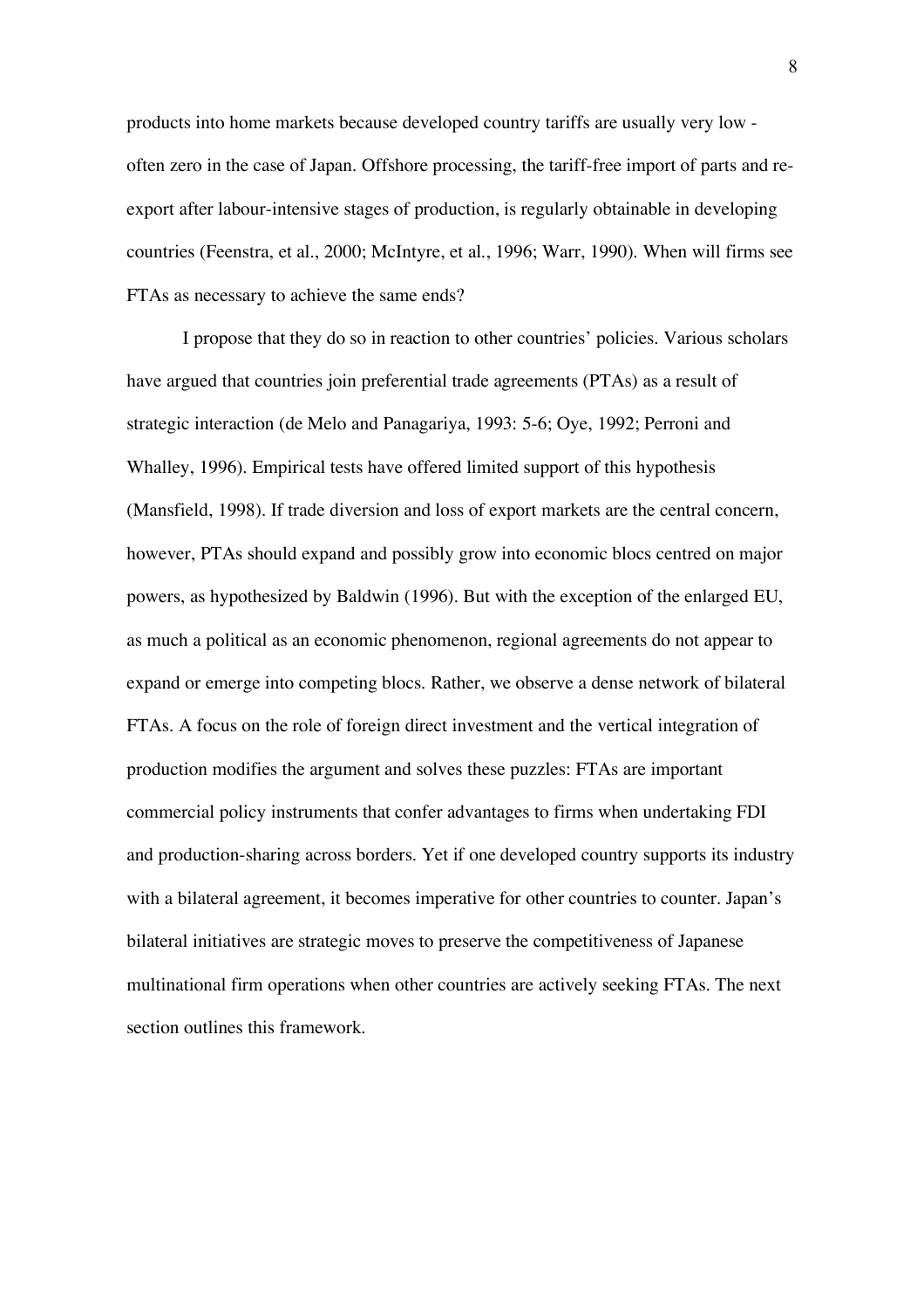products into home markets because developed country tariffs are usually very low - often zero in the case of Japan. Offshore processing, the tariff-free import of parts and re-export after labour-intensive stages of production, is regularly obtainable in developing countries (Feenstra, et al., 2000; McIntyre, et al., 1996; Warr, 1990). When will firms see FTAs as necessary to achieve the same ends?

I propose that they do so in reaction to other countries' policies. Various scholars have argued that countries join preferential trade agreements (PTAs) as a result of strategic interaction (de Melo and Panagariya, 1993: 5-6; Oye, 1992; Perroni and Whalley, 1996). Empirical tests have offered limited support of this hypothesis (Mansfield, 1998). If trade diversion and loss of export markets are the central concern, however, PTAs should expand and possibly grow into economic blocs centred on major powers, as hypothesized by Baldwin (1996). But with the exception of the enlarged EU, as much a political as an economic phenomenon, regional agreements do not appear to expand or emerge into competing blocs. Rather, we observe a dense network of bilateral FTAs. A focus on the role of foreign direct investment and the vertical integration of production modifies the argument and solves these puzzles: FTAs are important commercial policy instruments that confer advantages to firms when undertaking FDI and production-sharing across borders. Yet if one developed country supports its industry with a bilateral agreement, it becomes imperative for other countries to counter. Japan's bilateral initiatives are strategic moves to preserve the competitiveness of Japanese multinational firm operations when other countries are actively seeking FTAs. The next section outlines this framework.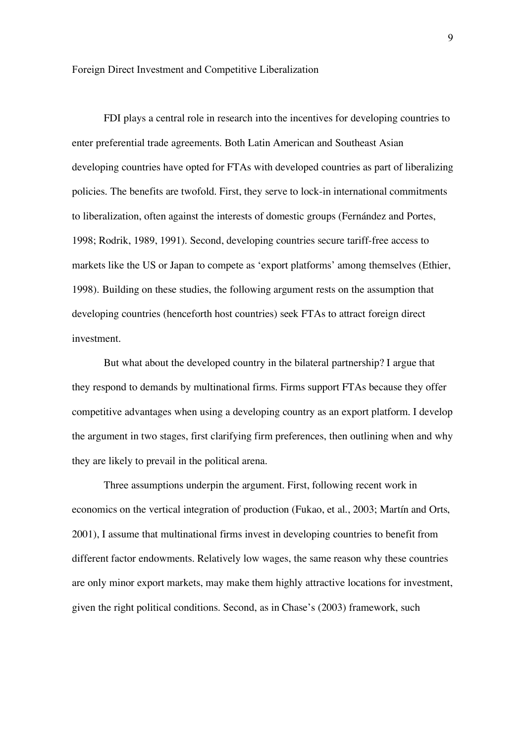## Foreign Direct Investment and Competitive Liberalization

FDI plays a central role in research into the incentives for developing countries to enter preferential trade agreements. Both Latin American and Southeast Asian developing countries have opted for FTAs with developed countries as part of liberalizing policies. The benefits are twofold. First, they serve to lock-in international commitments to liberalization, often against the interests of domestic groups (Fernández and Portes, 1998; Rodrik, 1989, 1991). Second, developing countries secure tariff-free access to markets like the US or Japan to compete as 'export platforms' among themselves (Ethier, 1998). Building on these studies, the following argument rests on the assumption that developing countries (henceforth host countries) seek FTAs to attract foreign direct investment.

But what about the developed country in the bilateral partnership? I argue that they respond to demands by multinational firms. Firms support FTAs because they offer competitive advantages when using a developing country as an export platform. I develop the argument in two stages, first clarifying firm preferences, then outlining when and why they are likely to prevail in the political arena.

Three assumptions underpin the argument. First, following recent work in economics on the vertical integration of production (Fukao, et al., 2003; Martín and Orts, 2001), I assume that multinational firms invest in developing countries to benefit from different factor endowments. Relatively low wages, the same reason why these countries are only minor export markets, may make them highly attractive locations for investment, given the right political conditions. Second, as in Chase's (2003) framework, such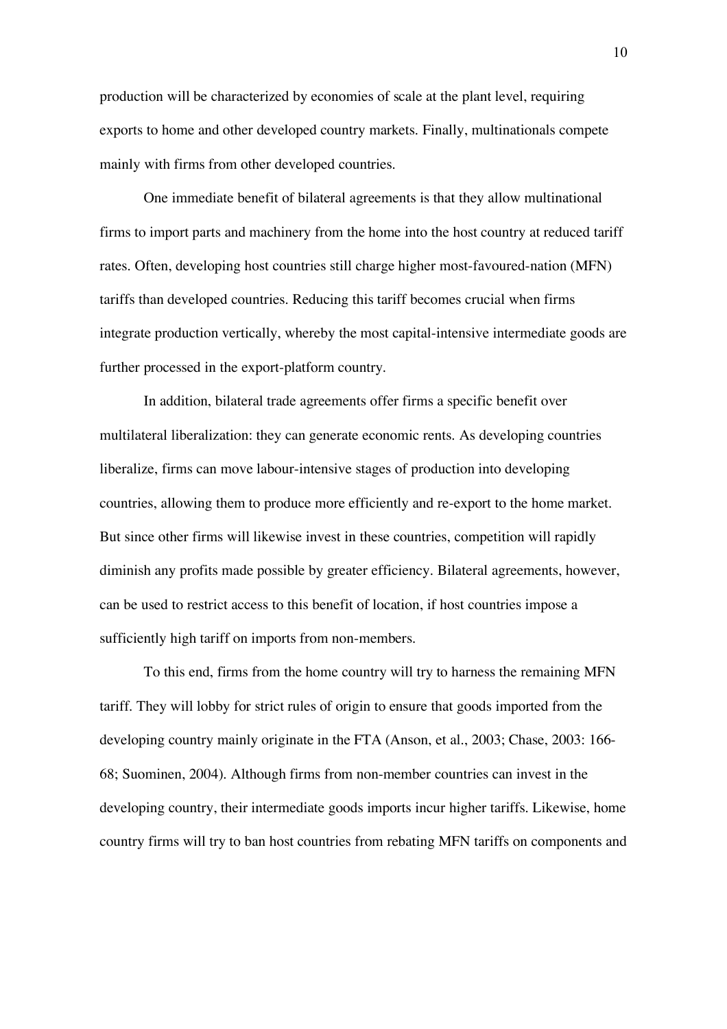production will be characterized by economies of scale at the plant level, requiring exports to home and other developed country markets. Finally, multinationals compete mainly with firms from other developed countries.

One immediate benefit of bilateral agreements is that they allow multinational firms to import parts and machinery from the home into the host country at reduced tariff rates. Often, developing host countries still charge higher most-favoured-nation (MFN) tariffs than developed countries. Reducing this tariff becomes crucial when firms integrate production vertically, whereby the most capital-intensive intermediate goods are further processed in the export-platform country.

In addition, bilateral trade agreements offer firms a specific benefit over multilateral liberalization: they can generate economic rents. As developing countries liberalize, firms can move labour-intensive stages of production into developing countries, allowing them to produce more efficiently and re-export to the home market. But since other firms will likewise invest in these countries, competition will rapidly diminish any profits made possible by greater efficiency. Bilateral agreements, however, can be used to restrict access to this benefit of location, if host countries impose a sufficiently high tariff on imports from non-members.

To this end, firms from the home country will try to harness the remaining MFN tariff. They will lobby for strict rules of origin to ensure that goods imported from the developing country mainly originate in the FTA (Anson, et al., 2003; Chase, 2003: 166-68; Suominen, 2004). Although firms from non-member countries can invest in the developing country, their intermediate goods imports incur higher tariffs. Likewise, home country firms will try to ban host countries from rebating MFN tariffs on components and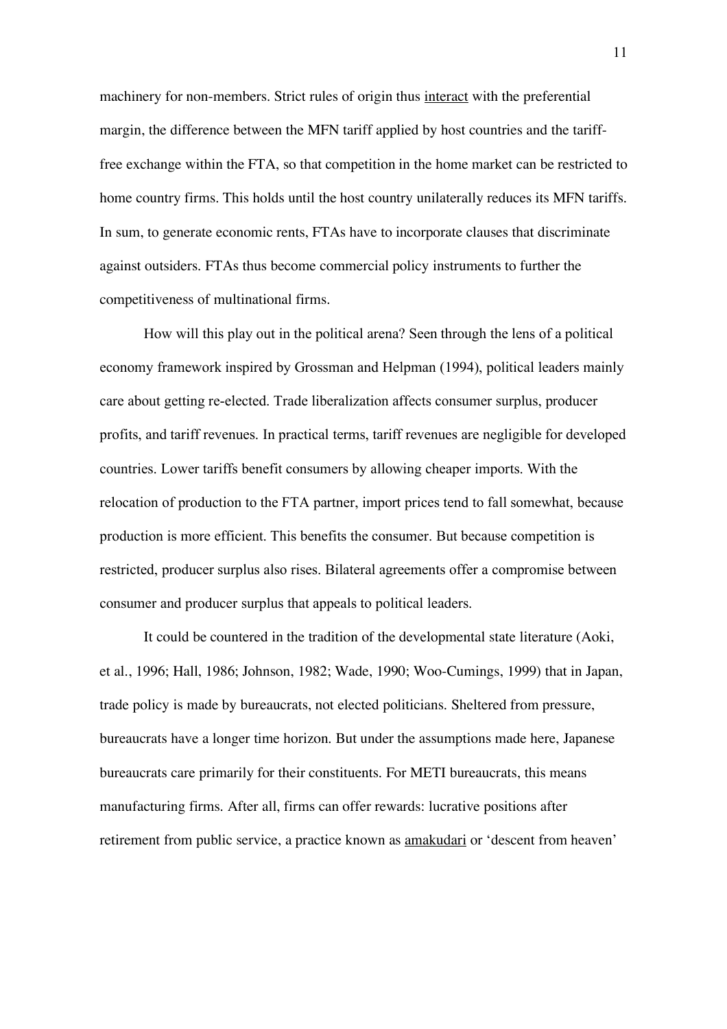machinery for non-members. Strict rules of origin thus _interact_ with the preferential margin, the difference between the MFN tariff applied by host countries and the tariff-free exchange within the FTA, so that competition in the home market can be restricted to home country firms. This holds until the host country unilaterally reduces its MFN tariffs. In sum, to generate economic rents, FTAs have to incorporate clauses that discriminate against outsiders. FTAs thus become commercial policy instruments to further the competitiveness of multinational firms.

How will this play out in the political arena? Seen through the lens of a political economy framework inspired by Grossman and Helpman (1994), political leaders mainly care about getting re-elected. Trade liberalization affects consumer surplus, producer profits, and tariff revenues. In practical terms, tariff revenues are negligible for developed countries. Lower tariffs benefit consumers by allowing cheaper imports. With the relocation of production to the FTA partner, import prices tend to fall somewhat, because production is more efficient. This benefits the consumer. But because competition is restricted, producer surplus also rises. Bilateral agreements offer a compromise between consumer and producer surplus that appeals to political leaders.

It could be countered in the tradition of the developmental state literature (Aoki, et al., 1996; Hall, 1986; Johnson, 1982; Wade, 1990; Woo-Cumings, 1999) that in Japan, trade policy is made by bureaucrats, not elected politicians. Sheltered from pressure, bureaucrats have a longer time horizon. But under the assumptions made here, Japanese bureaucrats care primarily for their constituents. For METI bureaucrats, this means manufacturing firms. After all, firms can offer rewards: lucrative positions after retirement from public service, a practice known as _amakudari_ or 'descent from heaven'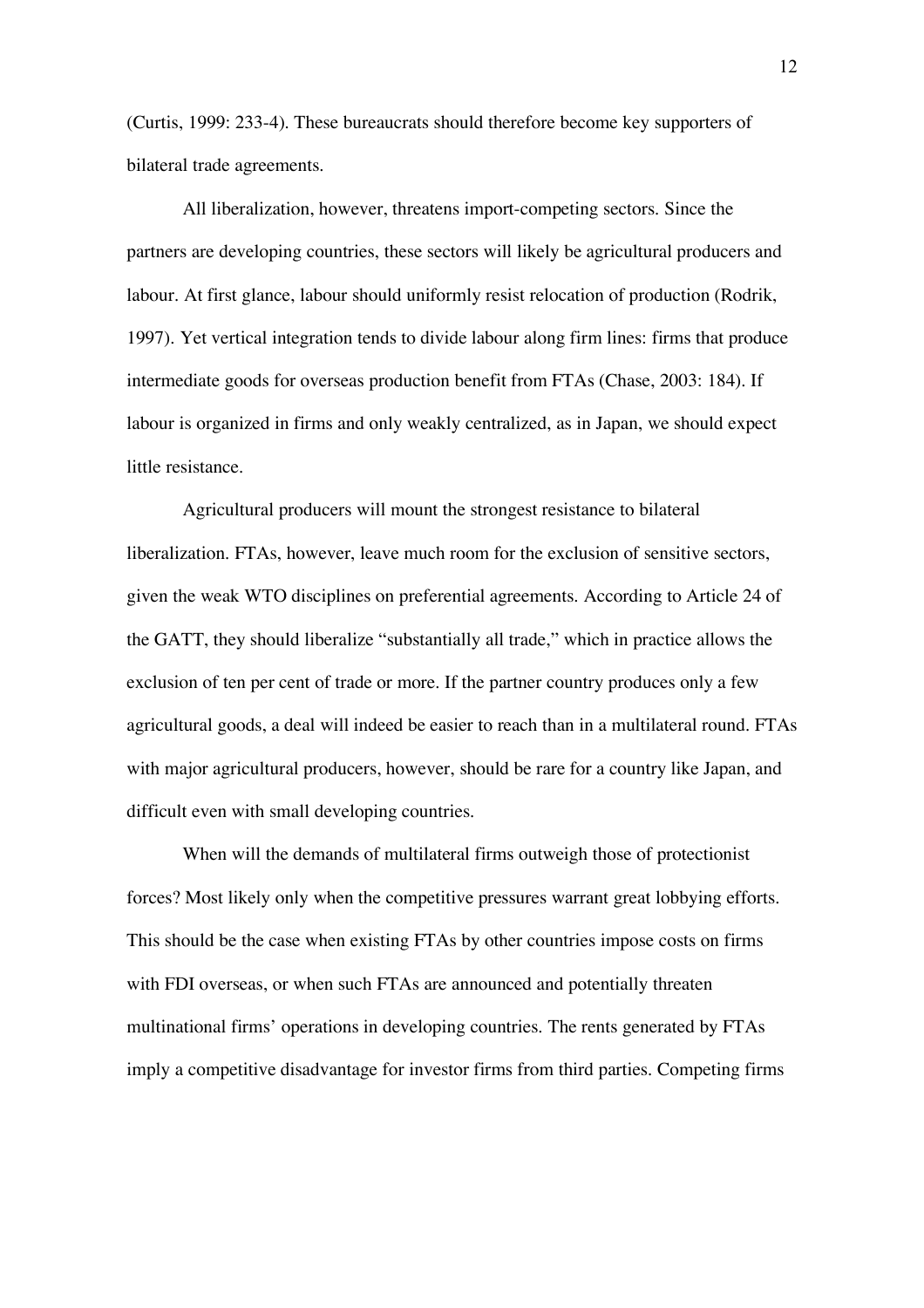(Curtis, 1999: 233-4). These bureaucrats should therefore become key supporters of bilateral trade agreements.

All liberalization, however, threatens import-competing sectors. Since the partners are developing countries, these sectors will likely be agricultural producers and labour. At first glance, labour should uniformly resist relocation of production (Rodrik, 1997). Yet vertical integration tends to divide labour along firm lines: firms that produce intermediate goods for overseas production benefit from FTAs (Chase, 2003: 184). If labour is organized in firms and only weakly centralized, as in Japan, we should expect little resistance.

Agricultural producers will mount the strongest resistance to bilateral liberalization. FTAs, however, leave much room for the exclusion of sensitive sectors, given the weak WTO disciplines on preferential agreements. According to Article 24 of the GATT, they should liberalize "substantially all trade," which in practice allows the exclusion of ten per cent of trade or more. If the partner country produces only a few agricultural goods, a deal will indeed be easier to reach than in a multilateral round. FTAs with major agricultural producers, however, should be rare for a country like Japan, and difficult even with small developing countries.

When will the demands of multilateral firms outweigh those of protectionist forces? Most likely only when the competitive pressures warrant great lobbying efforts. This should be the case when existing FTAs by other countries impose costs on firms with FDI overseas, or when such FTAs are announced and potentially threaten multinational firms' operations in developing countries. The rents generated by FTAs imply a competitive disadvantage for investor firms from third parties. Competing firms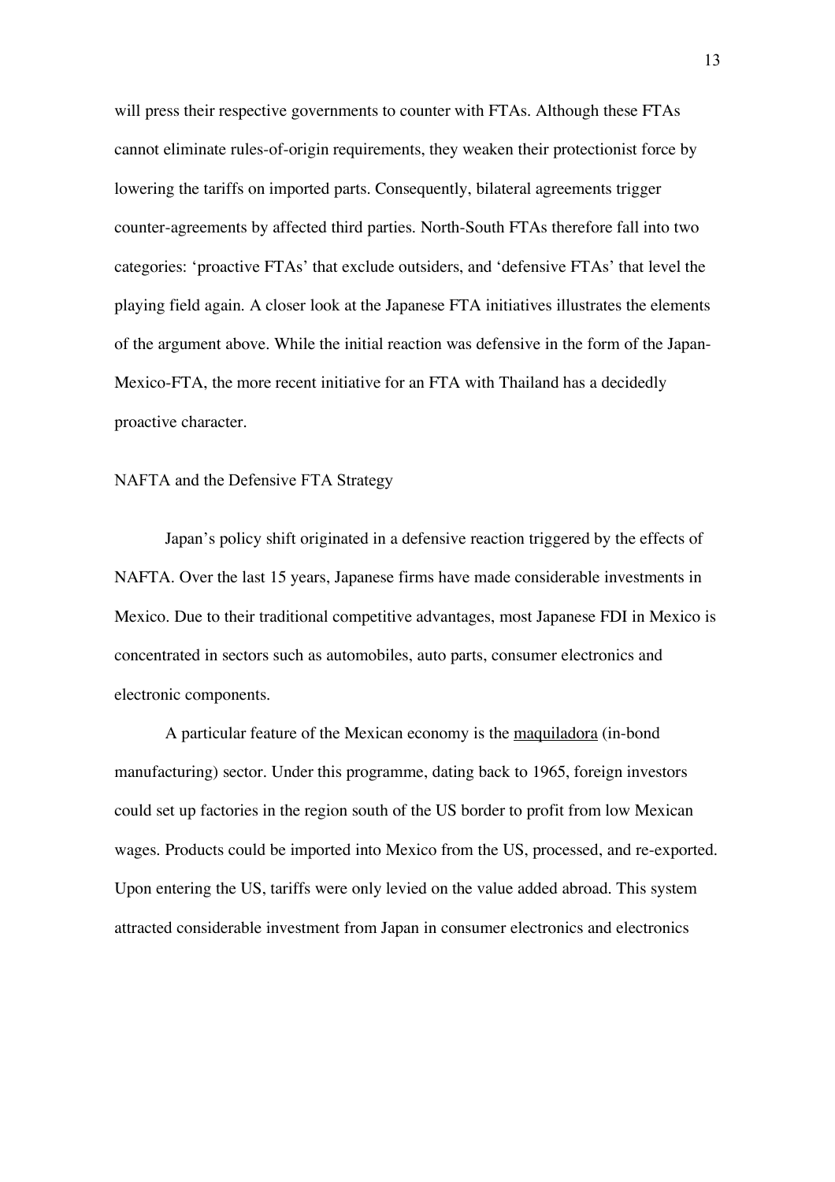will press their respective governments to counter with FTAs. Although these FTAs cannot eliminate rules-of-origin requirements, they weaken their protectionist force by lowering the tariffs on imported parts. Consequently, bilateral agreements trigger counter-agreements by affected third parties. North-South FTAs therefore fall into two categories: 'proactive FTAs' that exclude outsiders, and 'defensive FTAs' that level the playing field again. A closer look at the Japanese FTA initiatives illustrates the elements of the argument above. While the initial reaction was defensive in the form of the Japan-Mexico-FTA, the more recent initiative for an FTA with Thailand has a decidedly proactive character.

## NAFTA and the Defensive FTA Strategy

Japan's policy shift originated in a defensive reaction triggered by the effects of NAFTA. Over the last 15 years, Japanese firms have made considerable investments in Mexico. Due to their traditional competitive advantages, most Japanese FDI in Mexico is concentrated in sectors such as automobiles, auto parts, consumer electronics and electronic components.

A particular feature of the Mexican economy is the maquiladora (in-bond manufacturing) sector. Under this programme, dating back to 1965, foreign investors could set up factories in the region south of the US border to profit from low Mexican wages. Products could be imported into Mexico from the US, processed, and re-exported. Upon entering the US, tariffs were only levied on the value added abroad. This system attracted considerable investment from Japan in consumer electronics and electronics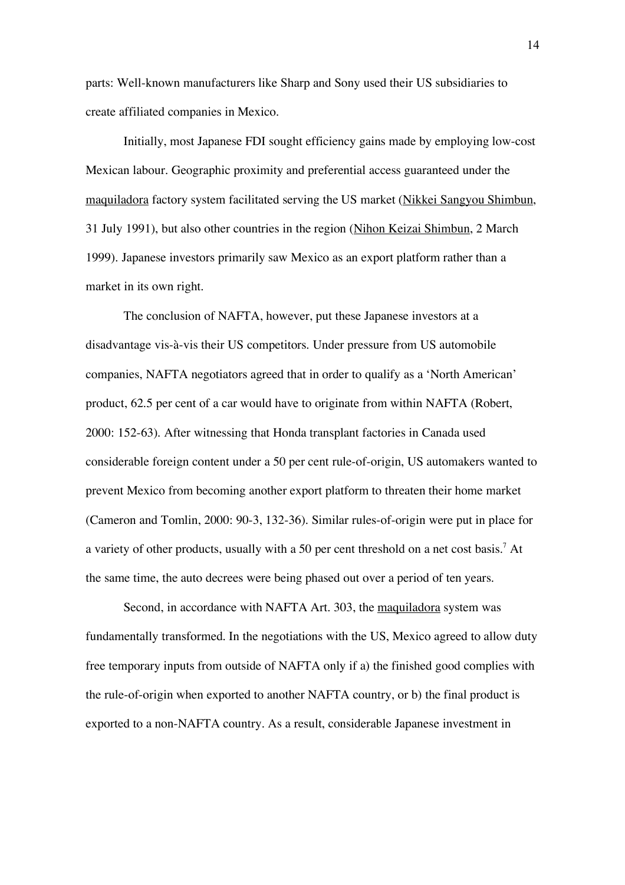parts: Well-known manufacturers like Sharp and Sony used their US subsidiaries to create affiliated companies in Mexico.

Initially, most Japanese FDI sought efficiency gains made by employing low-cost Mexican labour. Geographic proximity and preferential access guaranteed under the maquiladora factory system facilitated serving the US market (Nikkei Sangyou Shimbun, 31 July 1991), but also other countries in the region (Nihon Keizai Shimbun, 2 March 1999). Japanese investors primarily saw Mexico as an export platform rather than a market in its own right.

The conclusion of NAFTA, however, put these Japanese investors at a disadvantage vis-à-vis their US competitors. Under pressure from US automobile companies, NAFTA negotiators agreed that in order to qualify as a 'North American' product, 62.5 per cent of a car would have to originate from within NAFTA (Robert, 2000: 152-63). After witnessing that Honda transplant factories in Canada used considerable foreign content under a 50 per cent rule-of-origin, US automakers wanted to prevent Mexico from becoming another export platform to threaten their home market (Cameron and Tomlin, 2000: 90-3, 132-36). Similar rules-of-origin were put in place for a variety of other products, usually with a 50 per cent threshold on a net cost basis.[7] At the same time, the auto decrees were being phased out over a period of ten years.

Second, in accordance with NAFTA Art. 303, the maquiladora system was fundamentally transformed. In the negotiations with the US, Mexico agreed to allow duty free temporary inputs from outside of NAFTA only if a) the finished good complies with the rule-of-origin when exported to another NAFTA country, or b) the final product is exported to a non-NAFTA country. As a result, considerable Japanese investment in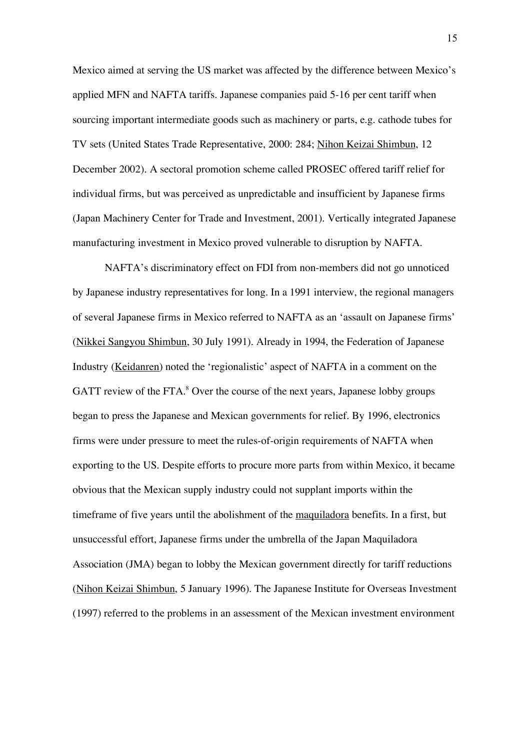Mexico aimed at serving the US market was affected by the difference between Mexico's applied MFN and NAFTA tariffs. Japanese companies paid 5-16 per cent tariff when sourcing important intermediate goods such as machinery or parts, e.g. cathode tubes for TV sets (United States Trade Representative, 2000: 284; Nihon Keizai Shimbun, 12 December 2002). A sectoral promotion scheme called PROSEC offered tariff relief for individual firms, but was perceived as unpredictable and insufficient by Japanese firms (Japan Machinery Center for Trade and Investment, 2001). Vertically integrated Japanese manufacturing investment in Mexico proved vulnerable to disruption by NAFTA.

NAFTA's discriminatory effect on FDI from non-members did not go unnoticed by Japanese industry representatives for long. In a 1991 interview, the regional managers of several Japanese firms in Mexico referred to NAFTA as an 'assault on Japanese firms' (Nikkei Sangyou Shimbun, 30 July 1991). Already in 1994, the Federation of Japanese Industry (Keidanren) noted the 'regionalistic' aspect of NAFTA in a comment on the GATT review of the FTA.[8] Over the course of the next years, Japanese lobby groups began to press the Japanese and Mexican governments for relief. By 1996, electronics firms were under pressure to meet the rules-of-origin requirements of NAFTA when exporting to the US. Despite efforts to procure more parts from within Mexico, it became obvious that the Mexican supply industry could not supplant imports within the timeframe of five years until the abolishment of the maquiladora benefits. In a first, but unsuccessful effort, Japanese firms under the umbrella of the Japan Maquiladora Association (JMA) began to lobby the Mexican government directly for tariff reductions (Nihon Keizai Shimbun, 5 January 1996). The Japanese Institute for Overseas Investment (1997) referred to the problems in an assessment of the Mexican investment environment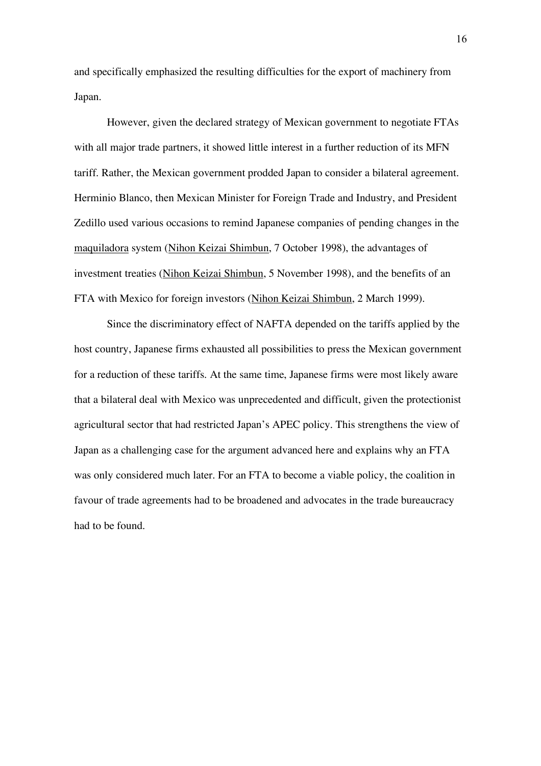and specifically emphasized the resulting difficulties for the export of machinery from Japan.

However, given the declared strategy of Mexican government to negotiate FTAs with all major trade partners, it showed little interest in a further reduction of its MFN tariff. Rather, the Mexican government prodded Japan to consider a bilateral agreement. Herminio Blanco, then Mexican Minister for Foreign Trade and Industry, and President Zedillo used various occasions to remind Japanese companies of pending changes in the maquiladora system (Nihon Keizai Shimbun, 7 October 1998), the advantages of investment treaties (Nihon Keizai Shimbun, 5 November 1998), and the benefits of an FTA with Mexico for foreign investors (Nihon Keizai Shimbun, 2 March 1999).

Since the discriminatory effect of NAFTA depended on the tariffs applied by the host country, Japanese firms exhausted all possibilities to press the Mexican government for a reduction of these tariffs. At the same time, Japanese firms were most likely aware that a bilateral deal with Mexico was unprecedented and difficult, given the protectionist agricultural sector that had restricted Japan's APEC policy. This strengthens the view of Japan as a challenging case for the argument advanced here and explains why an FTA was only considered much later. For an FTA to become a viable policy, the coalition in favour of trade agreements had to be broadened and advocates in the trade bureaucracy had to be found.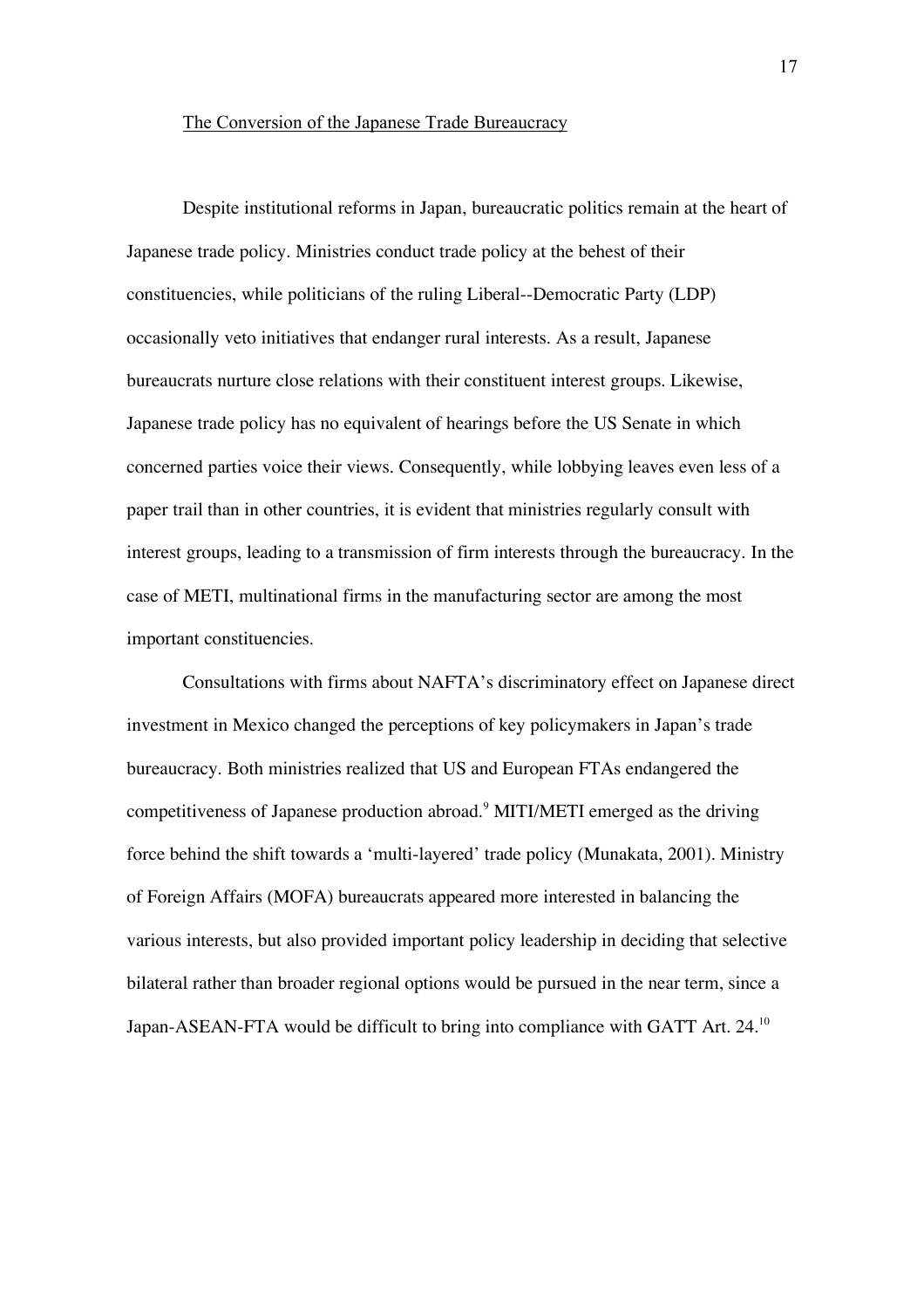## The Conversion of the Japanese Trade Bureaucracy

Despite institutional reforms in Japan, bureaucratic politics remain at the heart of Japanese trade policy. Ministries conduct trade policy at the behest of their constituencies, while politicians of the ruling Liberal--Democratic Party (LDP) occasionally veto initiatives that endanger rural interests. As a result, Japanese bureaucrats nurture close relations with their constituent interest groups. Likewise, Japanese trade policy has no equivalent of hearings before the US Senate in which concerned parties voice their views. Consequently, while lobbying leaves even less of a paper trail than in other countries, it is evident that ministries regularly consult with interest groups, leading to a transmission of firm interests through the bureaucracy. In the case of METI, multinational firms in the manufacturing sector are among the most important constituencies.

Consultations with firms about NAFTA's discriminatory effect on Japanese direct investment in Mexico changed the perceptions of key policymakers in Japan's trade bureaucracy. Both ministries realized that US and European FTAs endangered the competitiveness of Japanese production abroad.[9] MITI/METI emerged as the driving force behind the shift towards a 'multi-layered' trade policy (Munakata, 2001). Ministry of Foreign Affairs (MOFA) bureaucrats appeared more interested in balancing the various interests, but also provided important policy leadership in deciding that selective bilateral rather than broader regional options would be pursued in the near term, since a Japan-ASEAN-FTA would be difficult to bring into compliance with GATT Art. 24.[10]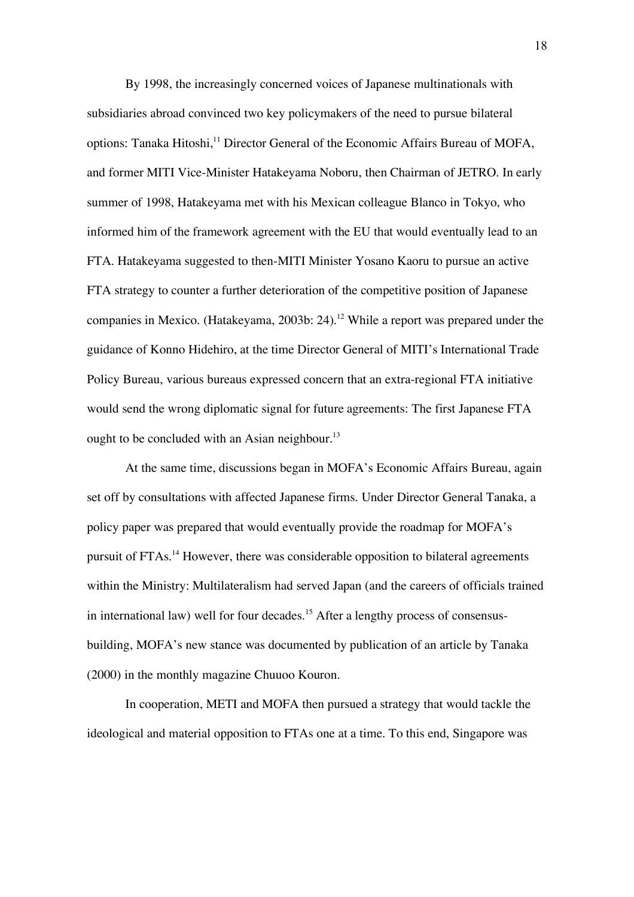By 1998, the increasingly concerned voices of Japanese multinationals with subsidiaries abroad convinced two key policymakers of the need to pursue bilateral options: Tanaka Hitoshi,[11] Director General of the Economic Affairs Bureau of MOFA, and former MITI Vice-Minister Hatakeyama Noboru, then Chairman of JETRO. In early summer of 1998, Hatakeyama met with his Mexican colleague Blanco in Tokyo, who informed him of the framework agreement with the EU that would eventually lead to an FTA. Hatakeyama suggested to then-MITI Minister Yosano Kaoru to pursue an active FTA strategy to counter a further deterioration of the competitive position of Japanese companies in Mexico. (Hatakeyama, 2003b: 24).[12] While a report was prepared under the guidance of Konno Hidehiro, at the time Director General of MITI's International Trade Policy Bureau, various bureaus expressed concern that an extra-regional FTA initiative would send the wrong diplomatic signal for future agreements: The first Japanese FTA ought to be concluded with an Asian neighbour.[13]

At the same time, discussions began in MOFA's Economic Affairs Bureau, again set off by consultations with affected Japanese firms. Under Director General Tanaka, a policy paper was prepared that would eventually provide the roadmap for MOFA's pursuit of FTAs.[14] However, there was considerable opposition to bilateral agreements within the Ministry: Multilateralism had served Japan (and the careers of officials trained in international law) well for four decades.[15] After a lengthy process of consensus-building, MOFA's new stance was documented by publication of an article by Tanaka (2000) in the monthly magazine Chuuoo Kouron.

In cooperation, METI and MOFA then pursued a strategy that would tackle the ideological and material opposition to FTAs one at a time. To this end, Singapore was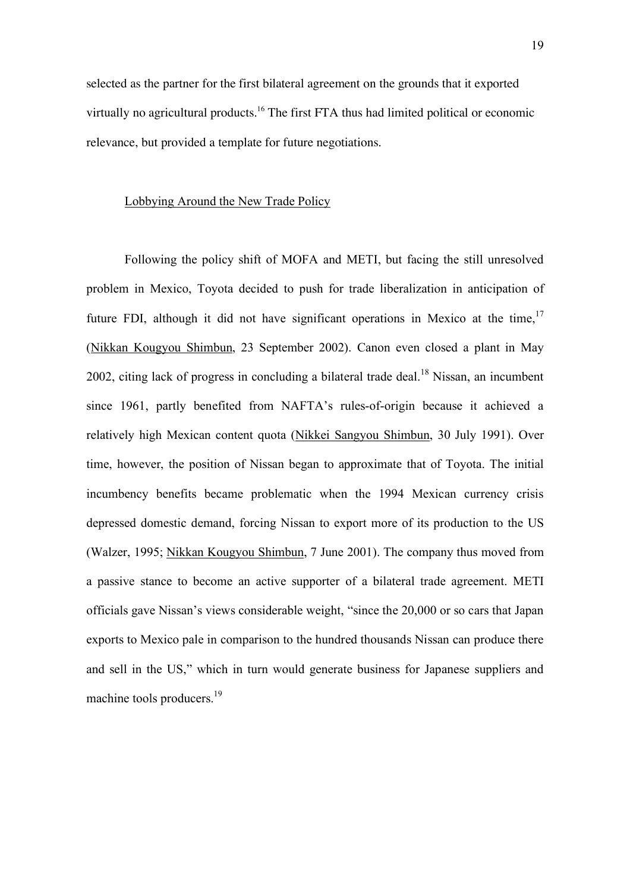selected as the partner for the first bilateral agreement on the grounds that it exported virtually no agricultural products.[16] The first FTA thus had limited political or economic relevance, but provided a template for future negotiations.

## Lobbying Around the New Trade Policy

Following the policy shift of MOFA and METI, but facing the still unresolved problem in Mexico, Toyota decided to push for trade liberalization in anticipation of future FDI, although it did not have significant operations in Mexico at the time,[17] (Nikkan Kougyou Shimbun, 23 September 2002). Canon even closed a plant in May 2002, citing lack of progress in concluding a bilateral trade deal.[18] Nissan, an incumbent since 1961, partly benefited from NAFTA's rules-of-origin because it achieved a relatively high Mexican content quota (Nikkei Sangyou Shimbun, 30 July 1991). Over time, however, the position of Nissan began to approximate that of Toyota. The initial incumbency benefits became problematic when the 1994 Mexican currency crisis depressed domestic demand, forcing Nissan to export more of its production to the US (Walzer, 1995; Nikkan Kougyou Shimbun, 7 June 2001). The company thus moved from a passive stance to become an active supporter of a bilateral trade agreement. METI officials gave Nissan's views considerable weight, "since the 20,000 or so cars that Japan exports to Mexico pale in comparison to the hundred thousands Nissan can produce there and sell in the US," which in turn would generate business for Japanese suppliers and machine tools producers.[19]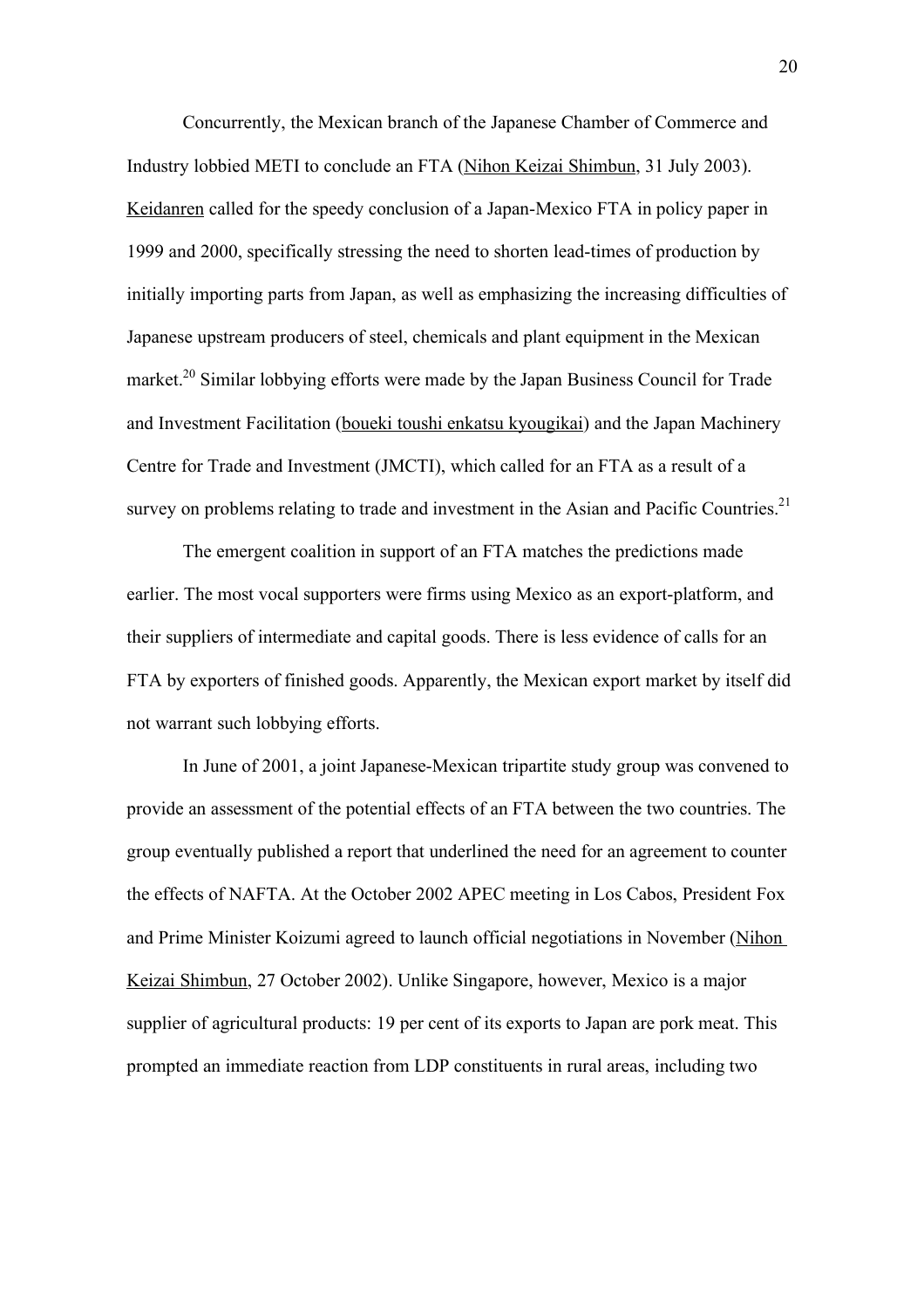Concurrently, the Mexican branch of the Japanese Chamber of Commerce and Industry lobbied METI to conclude an FTA (Nihon Keizai Shimbun, 31 July 2003). Keidanren called for the speedy conclusion of a Japan-Mexico FTA in policy paper in 1999 and 2000, specifically stressing the need to shorten lead-times of production by initially importing parts from Japan, as well as emphasizing the increasing difficulties of Japanese upstream producers of steel, chemicals and plant equipment in the Mexican market.[20] Similar lobbying efforts were made by the Japan Business Council for Trade and Investment Facilitation (boueki toushi enkatsu kyougikai) and the Japan Machinery Centre for Trade and Investment (JMCTI), which called for an FTA as a result of a survey on problems relating to trade and investment in the Asian and Pacific Countries.[21]

The emergent coalition in support of an FTA matches the predictions made earlier. The most vocal supporters were firms using Mexico as an export-platform, and their suppliers of intermediate and capital goods. There is less evidence of calls for an FTA by exporters of finished goods. Apparently, the Mexican export market by itself did not warrant such lobbying efforts.

In June of 2001, a joint Japanese-Mexican tripartite study group was convened to provide an assessment of the potential effects of an FTA between the two countries. The group eventually published a report that underlined the need for an agreement to counter the effects of NAFTA. At the October 2002 APEC meeting in Los Cabos, President Fox and Prime Minister Koizumi agreed to launch official negotiations in November (Nihon Keizai Shimbun, 27 October 2002). Unlike Singapore, however, Mexico is a major supplier of agricultural products: 19 per cent of its exports to Japan are pork meat. This prompted an immediate reaction from LDP constituents in rural areas, including two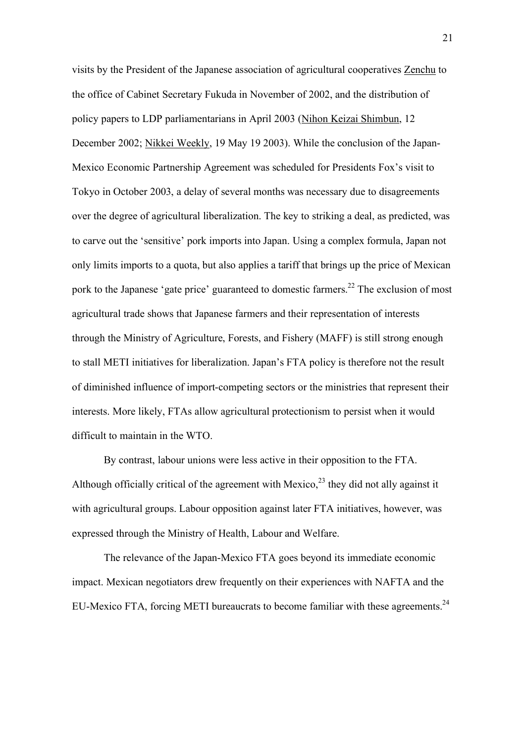visits by the President of the Japanese association of agricultural cooperatives Zenchu to the office of Cabinet Secretary Fukuda in November of 2002, and the distribution of policy papers to LDP parliamentarians in April 2003 (Nihon Keizai Shimbun, 12 December 2002; Nikkei Weekly, 19 May 19 2003). While the conclusion of the Japan-Mexico Economic Partnership Agreement was scheduled for Presidents Fox's visit to Tokyo in October 2003, a delay of several months was necessary due to disagreements over the degree of agricultural liberalization. The key to striking a deal, as predicted, was to carve out the 'sensitive' pork imports into Japan. Using a complex formula, Japan not only limits imports to a quota, but also applies a tariff that brings up the price of Mexican pork to the Japanese 'gate price' guaranteed to domestic farmers.[22] The exclusion of most agricultural trade shows that Japanese farmers and their representation of interests through the Ministry of Agriculture, Forests, and Fishery (MAFF) is still strong enough to stall METI initiatives for liberalization. Japan's FTA policy is therefore not the result of diminished influence of import-competing sectors or the ministries that represent their interests. More likely, FTAs allow agricultural protectionism to persist when it would difficult to maintain in the WTO.

By contrast, labour unions were less active in their opposition to the FTA. Although officially critical of the agreement with Mexico,[23] they did not ally against it with agricultural groups. Labour opposition against later FTA initiatives, however, was expressed through the Ministry of Health, Labour and Welfare.

The relevance of the Japan-Mexico FTA goes beyond its immediate economic impact. Mexican negotiators drew frequently on their experiences with NAFTA and the EU-Mexico FTA, forcing METI bureaucrats to become familiar with these agreements.[24]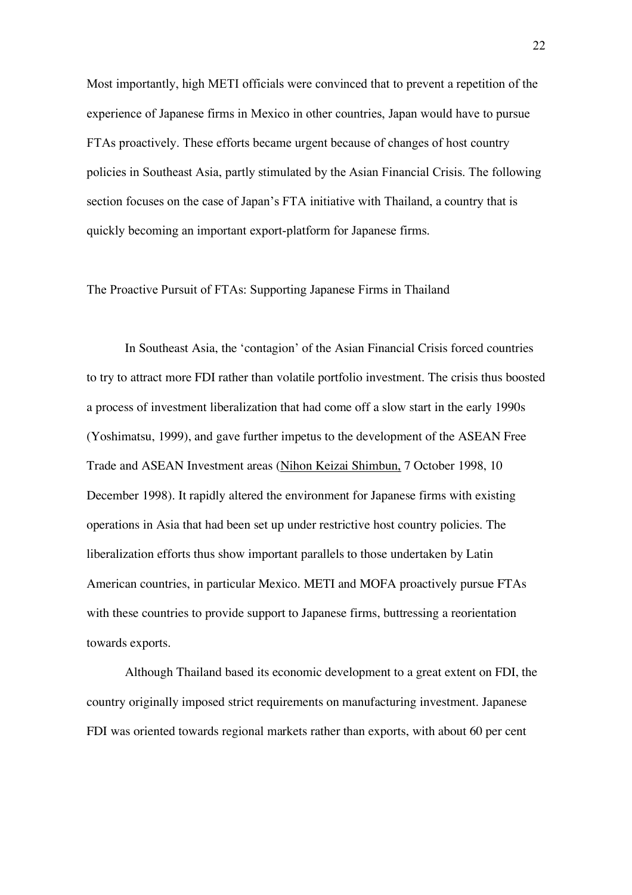Most importantly, high METI officials were convinced that to prevent a repetition of the experience of Japanese firms in Mexico in other countries, Japan would have to pursue FTAs proactively. These efforts became urgent because of changes of host country policies in Southeast Asia, partly stimulated by the Asian Financial Crisis. The following section focuses on the case of Japan's FTA initiative with Thailand, a country that is quickly becoming an important export-platform for Japanese firms.

## The Proactive Pursuit of FTAs: Supporting Japanese Firms in Thailand

In Southeast Asia, the 'contagion' of the Asian Financial Crisis forced countries to try to attract more FDI rather than volatile portfolio investment. The crisis thus boosted a process of investment liberalization that had come off a slow start in the early 1990s (Yoshimatsu, 1999), and gave further impetus to the development of the ASEAN Free Trade and ASEAN Investment areas (Nihon Keizai Shimbun, 7 October 1998, 10 December 1998). It rapidly altered the environment for Japanese firms with existing operations in Asia that had been set up under restrictive host country policies. The liberalization efforts thus show important parallels to those undertaken by Latin American countries, in particular Mexico. METI and MOFA proactively pursue FTAs with these countries to provide support to Japanese firms, buttressing a reorientation towards exports.

Although Thailand based its economic development to a great extent on FDI, the country originally imposed strict requirements on manufacturing investment. Japanese FDI was oriented towards regional markets rather than exports, with about 60 per cent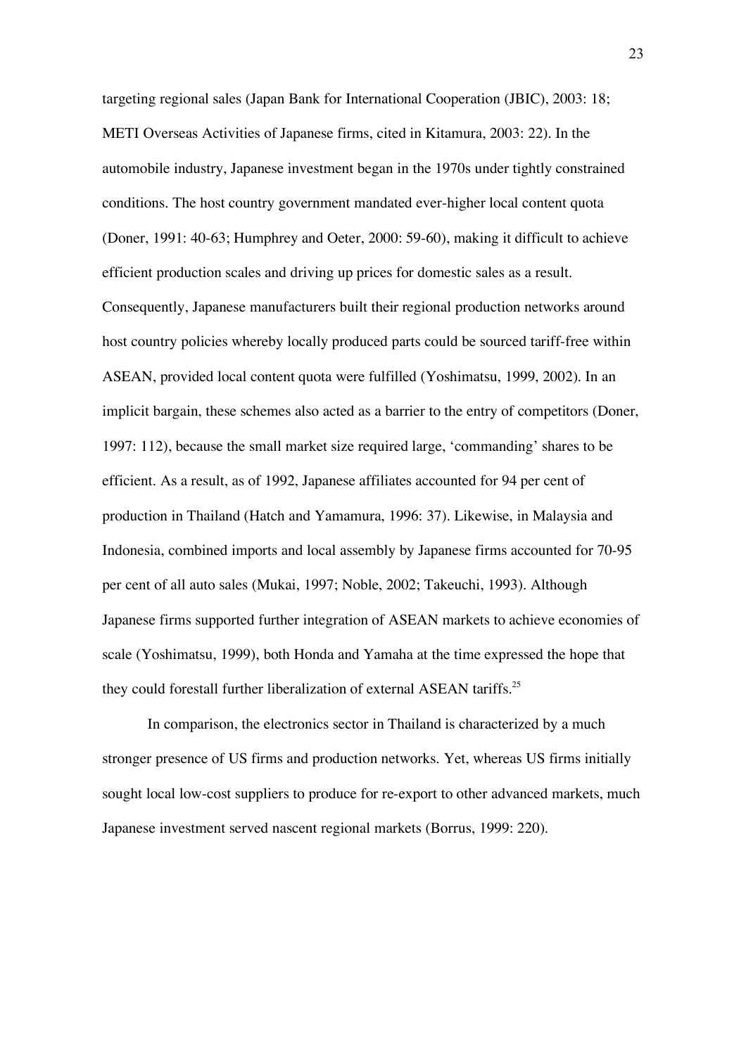targeting regional sales (Japan Bank for International Cooperation (JBIC), 2003: 18; METI Overseas Activities of Japanese firms, cited in Kitamura, 2003: 22). In the automobile industry, Japanese investment began in the 1970s under tightly constrained conditions. The host country government mandated ever-higher local content quota (Doner, 1991: 40-63; Humphrey and Oeter, 2000: 59-60), making it difficult to achieve efficient production scales and driving up prices for domestic sales as a result. Consequently, Japanese manufacturers built their regional production networks around host country policies whereby locally produced parts could be sourced tariff-free within ASEAN, provided local content quota were fulfilled (Yoshimatsu, 1999, 2002). In an implicit bargain, these schemes also acted as a barrier to the entry of competitors (Doner, 1997: 112), because the small market size required large, 'commanding' shares to be efficient. As a result, as of 1992, Japanese affiliates accounted for 94 per cent of production in Thailand (Hatch and Yamamura, 1996: 37). Likewise, in Malaysia and Indonesia, combined imports and local assembly by Japanese firms accounted for 70-95 per cent of all auto sales (Mukai, 1997; Noble, 2002; Takeuchi, 1993). Although Japanese firms supported further integration of ASEAN markets to achieve economies of scale (Yoshimatsu, 1999), both Honda and Yamaha at the time expressed the hope that they could forestall further liberalization of external ASEAN tariffs.[25]

In comparison, the electronics sector in Thailand is characterized by a much stronger presence of US firms and production networks. Yet, whereas US firms initially sought local low-cost suppliers to produce for re-export to other advanced markets, much Japanese investment served nascent regional markets (Borrus, 1999: 220).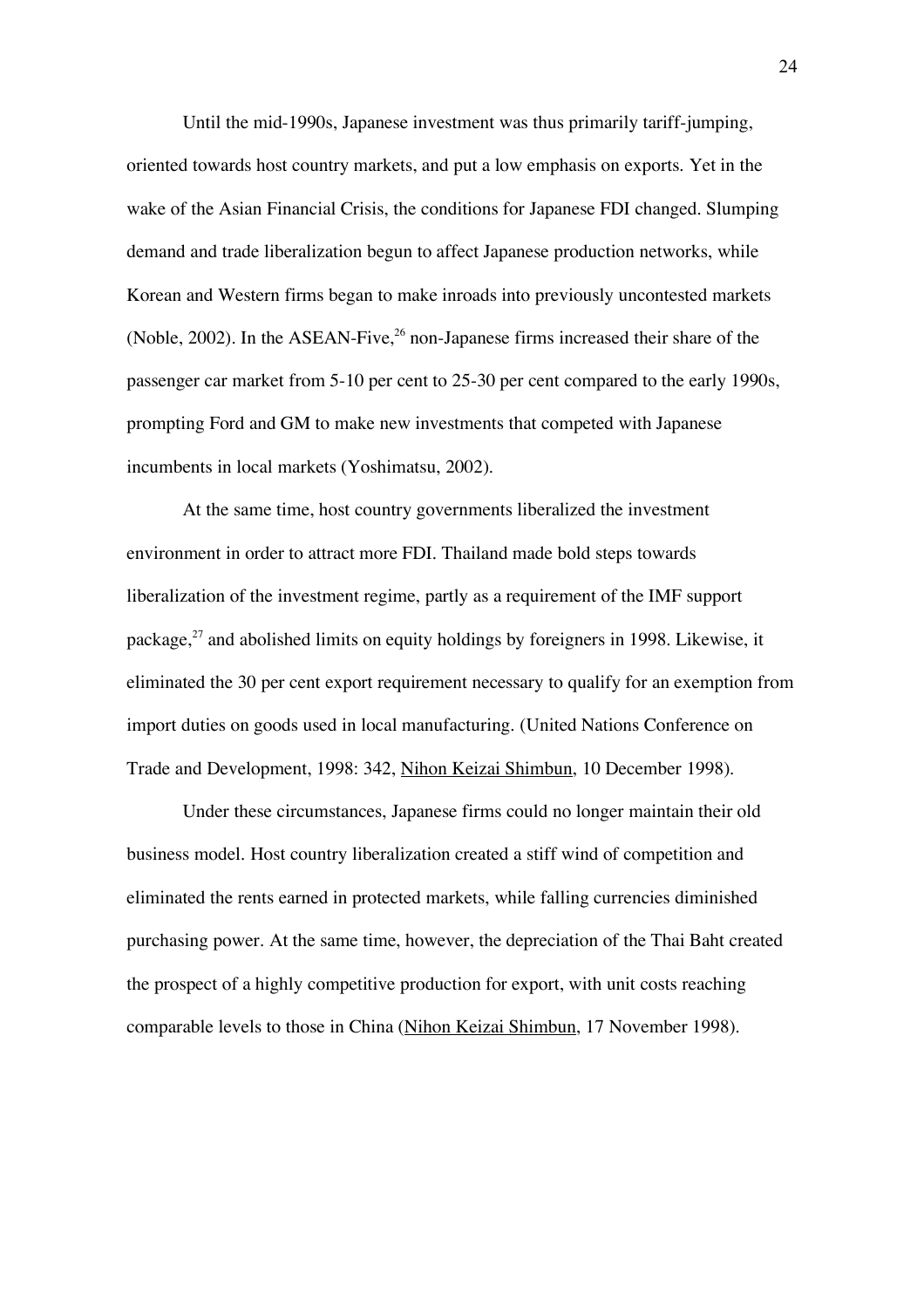Until the mid-1990s, Japanese investment was thus primarily tariff-jumping, oriented towards host country markets, and put a low emphasis on exports. Yet in the wake of the Asian Financial Crisis, the conditions for Japanese FDI changed. Slumping demand and trade liberalization begun to affect Japanese production networks, while Korean and Western firms began to make inroads into previously uncontested markets (Noble, 2002). In the ASEAN-Five,[26] non-Japanese firms increased their share of the passenger car market from 5-10 per cent to 25-30 per cent compared to the early 1990s, prompting Ford and GM to make new investments that competed with Japanese incumbents in local markets (Yoshimatsu, 2002).

At the same time, host country governments liberalized the investment environment in order to attract more FDI. Thailand made bold steps towards liberalization of the investment regime, partly as a requirement of the IMF support package,[27] and abolished limits on equity holdings by foreigners in 1998. Likewise, it eliminated the 30 per cent export requirement necessary to qualify for an exemption from import duties on goods used in local manufacturing. (United Nations Conference on Trade and Development, 1998: 342, <u>Nihon Keizai Shimbun</u>, 10 December 1998).

Under these circumstances, Japanese firms could no longer maintain their old business model. Host country liberalization created a stiff wind of competition and eliminated the rents earned in protected markets, while falling currencies diminished purchasing power. At the same time, however, the depreciation of the Thai Baht created the prospect of a highly competitive production for export, with unit costs reaching comparable levels to those in China (<u>Nihon Keizai Shimbun</u>, 17 November 1998).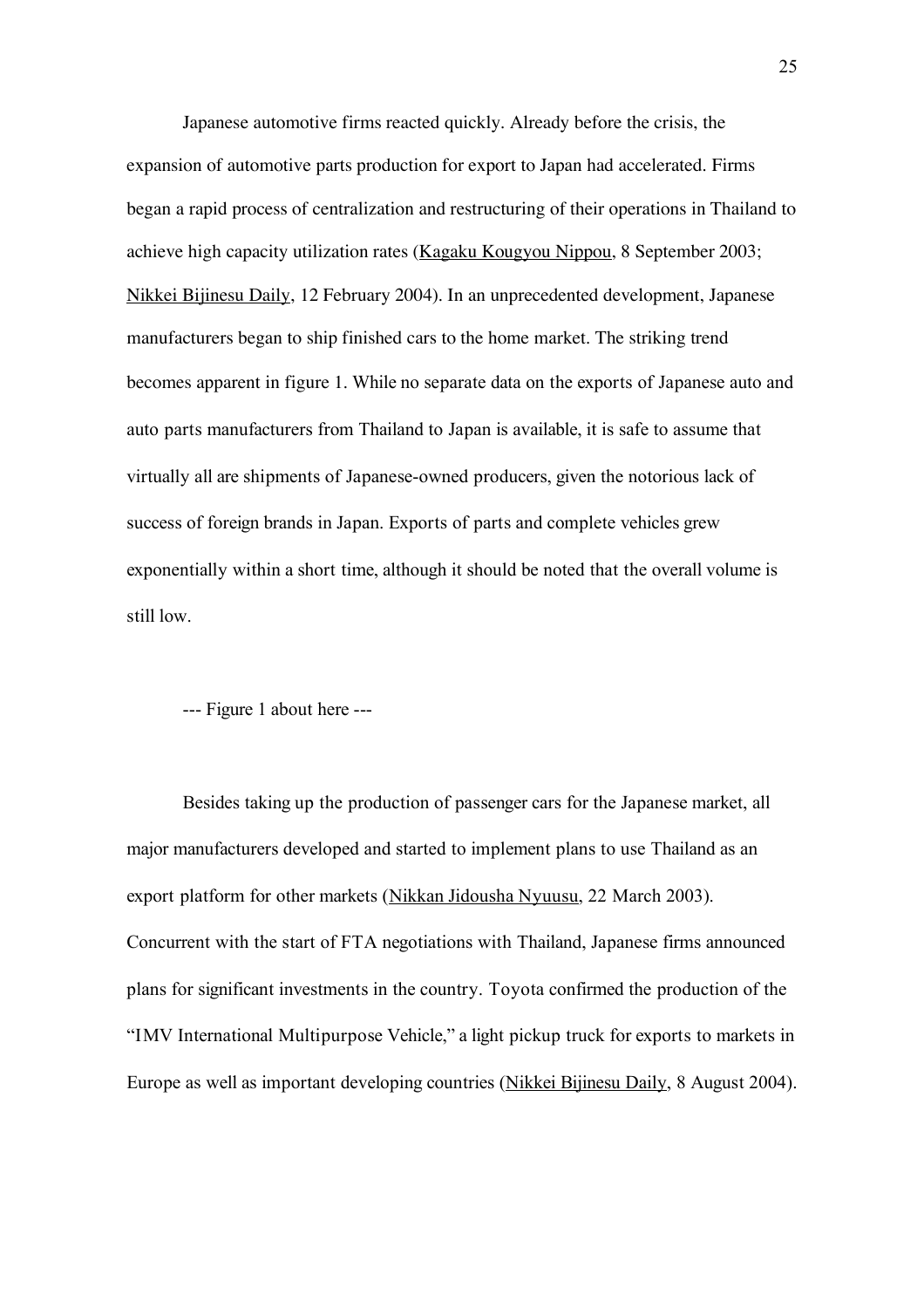Japanese automotive firms reacted quickly. Already before the crisis, the expansion of automotive parts production for export to Japan had accelerated. Firms began a rapid process of centralization and restructuring of their operations in Thailand to achieve high capacity utilization rates (Kagaku Kougyou Nippou, 8 September 2003; Nikkei Bijinesu Daily, 12 February 2004). In an unprecedented development, Japanese manufacturers began to ship finished cars to the home market. The striking trend becomes apparent in figure 1. While no separate data on the exports of Japanese auto and auto parts manufacturers from Thailand to Japan is available, it is safe to assume that virtually all are shipments of Japanese-owned producers, given the notorious lack of success of foreign brands in Japan. Exports of parts and complete vehicles grew exponentially within a short time, although it should be noted that the overall volume is still low.

--- Figure 1 about here ---

Besides taking up the production of passenger cars for the Japanese market, all major manufacturers developed and started to implement plans to use Thailand as an export platform for other markets (Nikkan Jidousha Nyuusu, 22 March 2003). Concurrent with the start of FTA negotiations with Thailand, Japanese firms announced plans for significant investments in the country. Toyota confirmed the production of the "IMV International Multipurpose Vehicle," a light pickup truck for exports to markets in Europe as well as important developing countries (Nikkei Bijinesu Daily, 8 August 2004).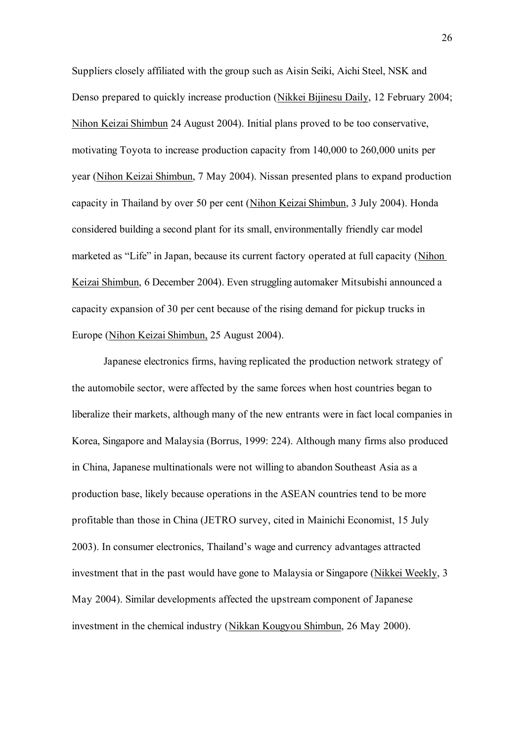Suppliers closely affiliated with the group such as Aisin Seiki, Aichi Steel, NSK and Denso prepared to quickly increase production (Nikkei Bijinesu Daily, 12 February 2004; Nihon Keizai Shimbun 24 August 2004). Initial plans proved to be too conservative, motivating Toyota to increase production capacity from 140,000 to 260,000 units per year (Nihon Keizai Shimbun, 7 May 2004). Nissan presented plans to expand production capacity in Thailand by over 50 per cent (Nihon Keizai Shimbun, 3 July 2004). Honda considered building a second plant for its small, environmentally friendly car model marketed as "Life" in Japan, because its current factory operated at full capacity (Nihon Keizai Shimbun, 6 December 2004). Even struggling automaker Mitsubishi announced a capacity expansion of 30 per cent because of the rising demand for pickup trucks in Europe (Nihon Keizai Shimbun, 25 August 2004).

Japanese electronics firms, having replicated the production network strategy of the automobile sector, were affected by the same forces when host countries began to liberalize their markets, although many of the new entrants were in fact local companies in Korea, Singapore and Malaysia (Borrus, 1999: 224). Although many firms also produced in China, Japanese multinationals were not willing to abandon Southeast Asia as a production base, likely because operations in the ASEAN countries tend to be more profitable than those in China (JETRO survey, cited in Mainichi Economist, 15 July 2003). In consumer electronics, Thailand's wage and currency advantages attracted investment that in the past would have gone to Malaysia or Singapore (Nikkei Weekly, 3 May 2004). Similar developments affected the upstream component of Japanese investment in the chemical industry (Nikkan Kougyou Shimbun, 26 May 2000).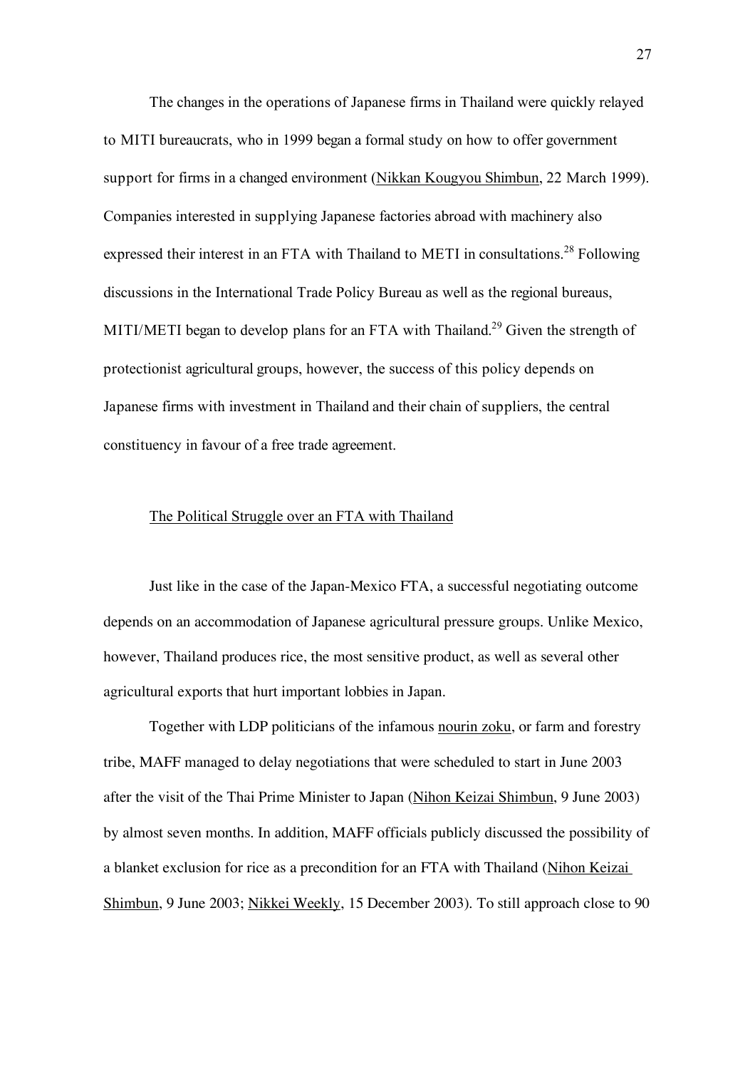The changes in the operations of Japanese firms in Thailand were quickly relayed to MITI bureaucrats, who in 1999 began a formal study on how to offer government support for firms in a changed environment (Nikkan Kougyou Shimbun, 22 March 1999). Companies interested in supplying Japanese factories abroad with machinery also expressed their interest in an FTA with Thailand to METI in consultations.[28] Following discussions in the International Trade Policy Bureau as well as the regional bureaus, MITI/METI began to develop plans for an FTA with Thailand.[29] Given the strength of protectionist agricultural groups, however, the success of this policy depends on Japanese firms with investment in Thailand and their chain of suppliers, the central constituency in favour of a free trade agreement.

## The Political Struggle over an FTA with Thailand

Just like in the case of the Japan-Mexico FTA, a successful negotiating outcome depends on an accommodation of Japanese agricultural pressure groups. Unlike Mexico, however, Thailand produces rice, the most sensitive product, as well as several other agricultural exports that hurt important lobbies in Japan.

Together with LDP politicians of the infamous nourin zoku, or farm and forestry tribe, MAFF managed to delay negotiations that were scheduled to start in June 2003 after the visit of the Thai Prime Minister to Japan (Nihon Keizai Shimbun, 9 June 2003) by almost seven months. In addition, MAFF officials publicly discussed the possibility of a blanket exclusion for rice as a precondition for an FTA with Thailand (Nihon Keizai Shimbun, 9 June 2003; Nikkei Weekly, 15 December 2003). To still approach close to 90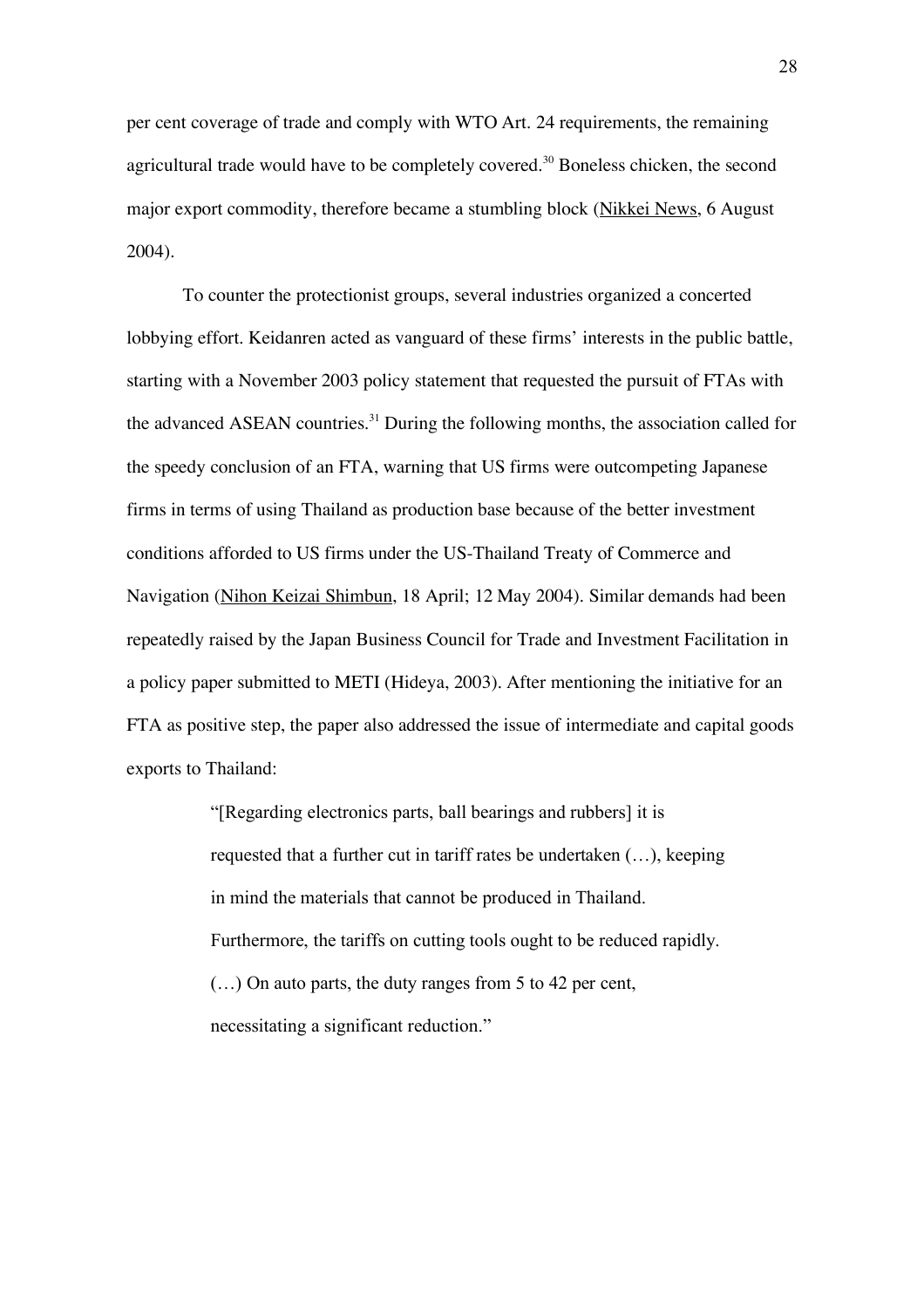per cent coverage of trade and comply with WTO Art. 24 requirements, the remaining agricultural trade would have to be completely covered.[30] Boneless chicken, the second major export commodity, therefore became a stumbling block (Nikkei News, 6 August 2004).

To counter the protectionist groups, several industries organized a concerted lobbying effort. Keidanren acted as vanguard of these firms' interests in the public battle, starting with a November 2003 policy statement that requested the pursuit of FTAs with the advanced ASEAN countries.[31] During the following months, the association called for the speedy conclusion of an FTA, warning that US firms were outcompeting Japanese firms in terms of using Thailand as production base because of the better investment conditions afforded to US firms under the US-Thailand Treaty of Commerce and Navigation (Nihon Keizai Shimbun, 18 April; 12 May 2004). Similar demands had been repeatedly raised by the Japan Business Council for Trade and Investment Facilitation in a policy paper submitted to METI (Hideya, 2003). After mentioning the initiative for an FTA as positive step, the paper also addressed the issue of intermediate and capital goods exports to Thailand:

> "[Regarding electronics parts, ball bearings and rubbers] it is requested that a further cut in tariff rates be undertaken (…), keeping in mind the materials that cannot be produced in Thailand. Furthermore, the tariffs on cutting tools ought to be reduced rapidly. (…) On auto parts, the duty ranges from 5 to 42 per cent, necessitating a significant reduction."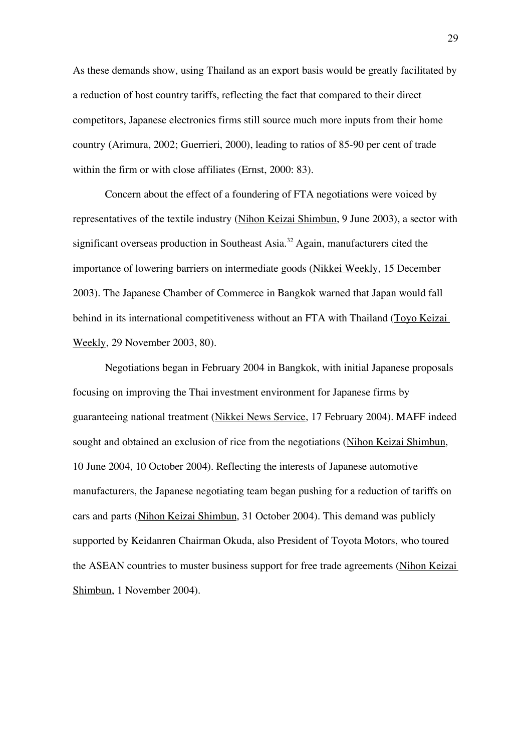As these demands show, using Thailand as an export basis would be greatly facilitated by a reduction of host country tariffs, reflecting the fact that compared to their direct competitors, Japanese electronics firms still source much more inputs from their home country (Arimura, 2002; Guerrieri, 2000), leading to ratios of 85-90 per cent of trade within the firm or with close affiliates (Ernst, 2000: 83).

Concern about the effect of a foundering of FTA negotiations were voiced by representatives of the textile industry (Nihon Keizai Shimbun, 9 June 2003), a sector with significant overseas production in Southeast Asia.[32] Again, manufacturers cited the importance of lowering barriers on intermediate goods (Nikkei Weekly, 15 December 2003). The Japanese Chamber of Commerce in Bangkok warned that Japan would fall behind in its international competitiveness without an FTA with Thailand (Toyo Keizai Weekly, 29 November 2003, 80).

Negotiations began in February 2004 in Bangkok, with initial Japanese proposals focusing on improving the Thai investment environment for Japanese firms by guaranteeing national treatment (Nikkei News Service, 17 February 2004). MAFF indeed sought and obtained an exclusion of rice from the negotiations (Nihon Keizai Shimbun, 10 June 2004, 10 October 2004). Reflecting the interests of Japanese automotive manufacturers, the Japanese negotiating team began pushing for a reduction of tariffs on cars and parts (Nihon Keizai Shimbun, 31 October 2004). This demand was publicly supported by Keidanren Chairman Okuda, also President of Toyota Motors, who toured the ASEAN countries to muster business support for free trade agreements (Nihon Keizai Shimbun, 1 November 2004).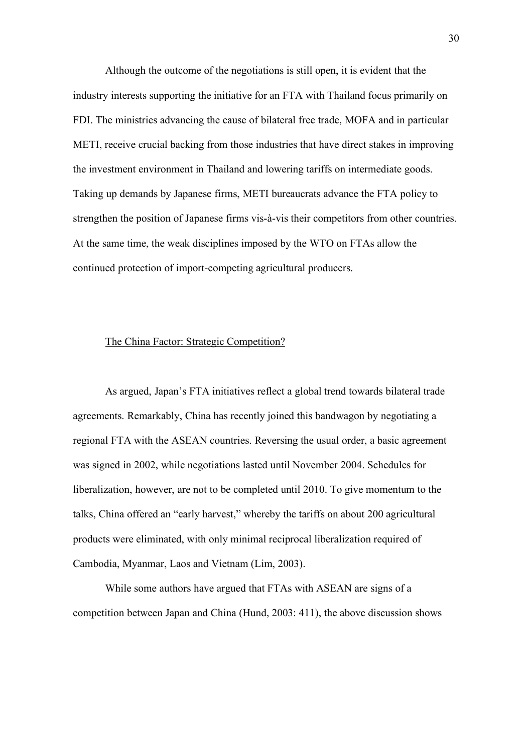Although the outcome of the negotiations is still open, it is evident that the industry interests supporting the initiative for an FTA with Thailand focus primarily on FDI. The ministries advancing the cause of bilateral free trade, MOFA and in particular METI, receive crucial backing from those industries that have direct stakes in improving the investment environment in Thailand and lowering tariffs on intermediate goods. Taking up demands by Japanese firms, METI bureaucrats advance the FTA policy to strengthen the position of Japanese firms vis-à-vis their competitors from other countries. At the same time, the weak disciplines imposed by the WTO on FTAs allow the continued protection of import-competing agricultural producers.

## The China Factor: Strategic Competition?

As argued, Japan's FTA initiatives reflect a global trend towards bilateral trade agreements. Remarkably, China has recently joined this bandwagon by negotiating a regional FTA with the ASEAN countries. Reversing the usual order, a basic agreement was signed in 2002, while negotiations lasted until November 2004. Schedules for liberalization, however, are not to be completed until 2010. To give momentum to the talks, China offered an "early harvest," whereby the tariffs on about 200 agricultural products were eliminated, with only minimal reciprocal liberalization required of Cambodia, Myanmar, Laos and Vietnam (Lim, 2003).

While some authors have argued that FTAs with ASEAN are signs of a competition between Japan and China (Hund, 2003: 411), the above discussion shows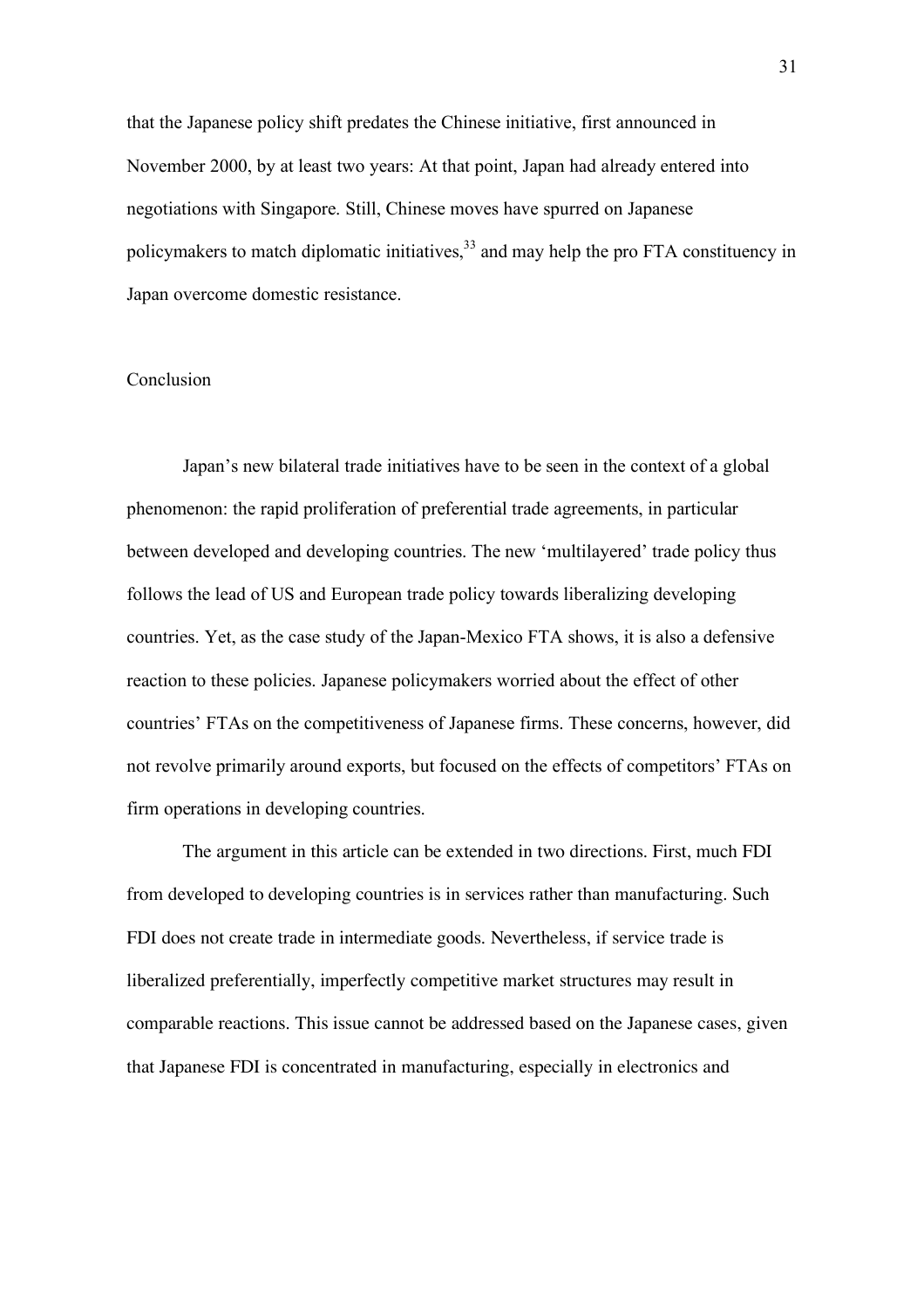that the Japanese policy shift predates the Chinese initiative, first announced in November 2000, by at least two years: At that point, Japan had already entered into negotiations with Singapore. Still, Chinese moves have spurred on Japanese policymakers to match diplomatic initiatives,[33] and may help the pro FTA constituency in Japan overcome domestic resistance.

## Conclusion

Japan's new bilateral trade initiatives have to be seen in the context of a global phenomenon: the rapid proliferation of preferential trade agreements, in particular between developed and developing countries. The new 'multilayered' trade policy thus follows the lead of US and European trade policy towards liberalizing developing countries. Yet, as the case study of the Japan-Mexico FTA shows, it is also a defensive reaction to these policies. Japanese policymakers worried about the effect of other countries' FTAs on the competitiveness of Japanese firms. These concerns, however, did not revolve primarily around exports, but focused on the effects of competitors' FTAs on firm operations in developing countries.

The argument in this article can be extended in two directions. First, much FDI from developed to developing countries is in services rather than manufacturing. Such FDI does not create trade in intermediate goods. Nevertheless, if service trade is liberalized preferentially, imperfectly competitive market structures may result in comparable reactions. This issue cannot be addressed based on the Japanese cases, given that Japanese FDI is concentrated in manufacturing, especially in electronics and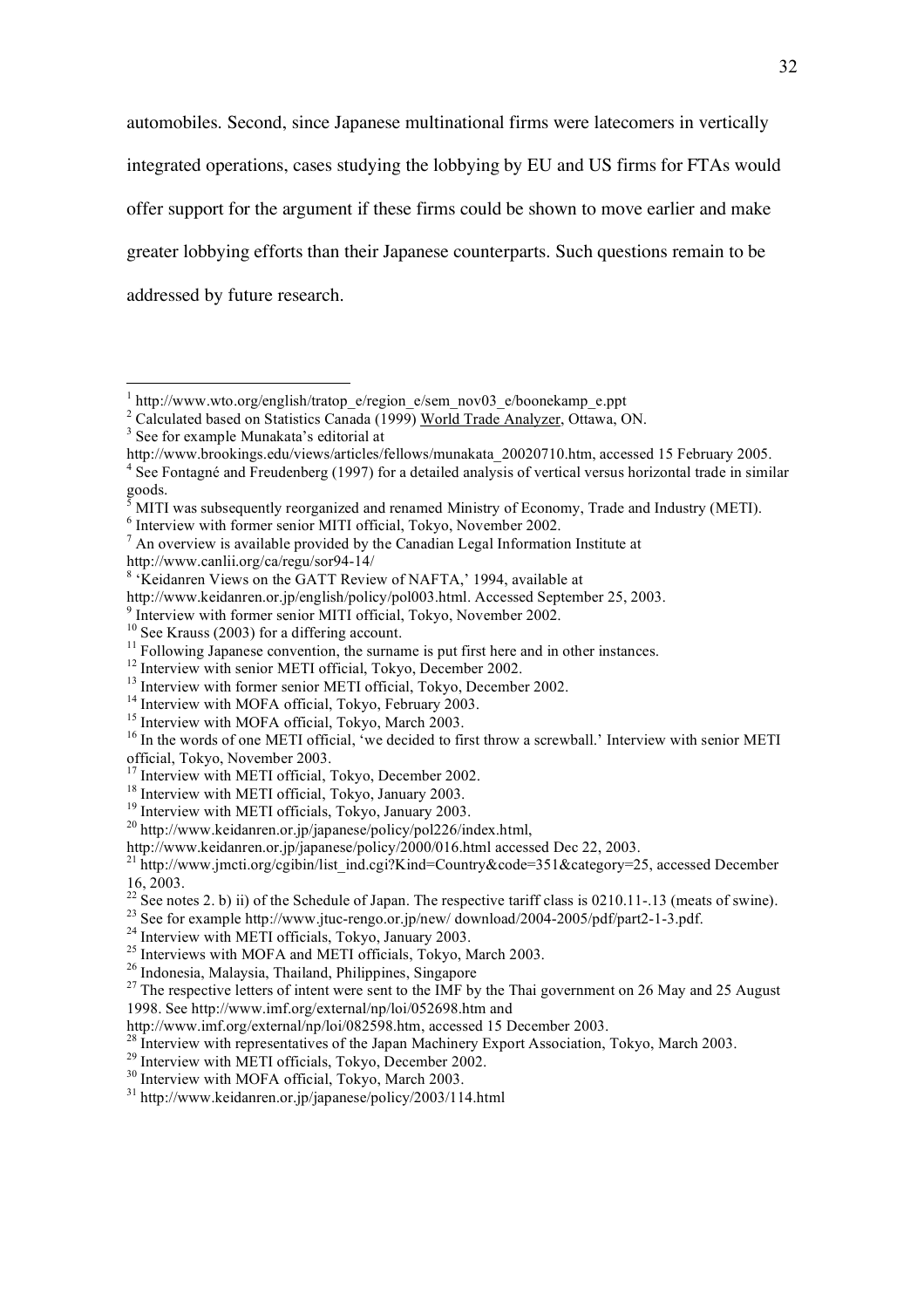automobiles. Second, since Japanese multinational firms were latecomers in vertically integrated operations, cases studying the lobbying by EU and US firms for FTAs would offer support for the argument if these firms could be shown to move earlier and make greater lobbying efforts than their Japanese counterparts. Such questions remain to be addressed by future research.

---

[1] http://www.wto.org/english/tratop_e/region_e/sem_nov03_e/boonekamp_e.ppt

[2] Calculated based on Statistics Canada (1999) World Trade Analyzer, Ottawa, ON.

[3] See for example Munakata's editorial at http://www.brookings.edu/views/articles/fellows/munakata_20020710.htm, accessed 15 February 2005.

[4] See Fontagné and Freudenberg (1997) for a detailed analysis of vertical versus horizontal trade in similar goods.

[5] MITI was subsequently reorganized and renamed Ministry of Economy, Trade and Industry (METI).

[6] Interview with former senior MITI official, Tokyo, November 2002.

[7] An overview is available provided by the Canadian Legal Information Institute at http://www.canlii.org/ca/regu/sor94-14/

[8] 'Keidanren Views on the GATT Review of NAFTA,' 1994, available at http://www.keidanren.or.jp/english/policy/pol003.html. Accessed September 25, 2003.

[9] Interview with former senior MITI official, Tokyo, November 2002.

[10] See Krauss (2003) for a differing account.

[11] Following Japanese convention, the surname is put first here and in other instances.

[12] Interview with senior METI official, Tokyo, December 2002.

[13] Interview with former senior METI official, Tokyo, December 2002.

[14] Interview with MOFA official, Tokyo, February 2003.

[15] Interview with MOFA official, Tokyo, March 2003.

[16] In the words of one METI official, 'we decided to first throw a screwball.' Interview with senior METI official, Tokyo, November 2003.

[17] Interview with METI official, Tokyo, December 2002.

[18] Interview with METI official, Tokyo, January 2003.

[19] Interview with METI officials, Tokyo, January 2003.

[20] http://www.keidanren.or.jp/japanese/policy/pol226/index.html, http://www.keidanren.or.jp/japanese/policy/2000/016.html accessed Dec 22, 2003.

[21] http://www.jmcti.org/cgibin/list_ind.cgi?Kind=Country&code=351&category=25, accessed December 16, 2003.

[22] See notes 2. b) ii) of the Schedule of Japan. The respective tariff class is 0210.11-.13 (meats of swine).

[23] See for example http://www.jtuc-rengo.or.jp/new/ download/2004-2005/pdf/part2-1-3.pdf.

[24] Interview with METI officials, Tokyo, January 2003.

[25] Interviews with MOFA and METI officials, Tokyo, March 2003.

[26] Indonesia, Malaysia, Thailand, Philippines, Singapore

[27] The respective letters of intent were sent to the IMF by the Thai government on 26 May and 25 August 1998. See http://www.imf.org/external/np/loi/052698.htm and http://www.imf.org/external/np/loi/082598.htm, accessed 15 December 2003.

[28] Interview with representatives of the Japan Machinery Export Association, Tokyo, March 2003.

[29] Interview with METI officials, Tokyo, December 2002.

[30] Interview with MOFA official, Tokyo, March 2003.

[31] http://www.keidanren.or.jp/japanese/policy/2003/114.html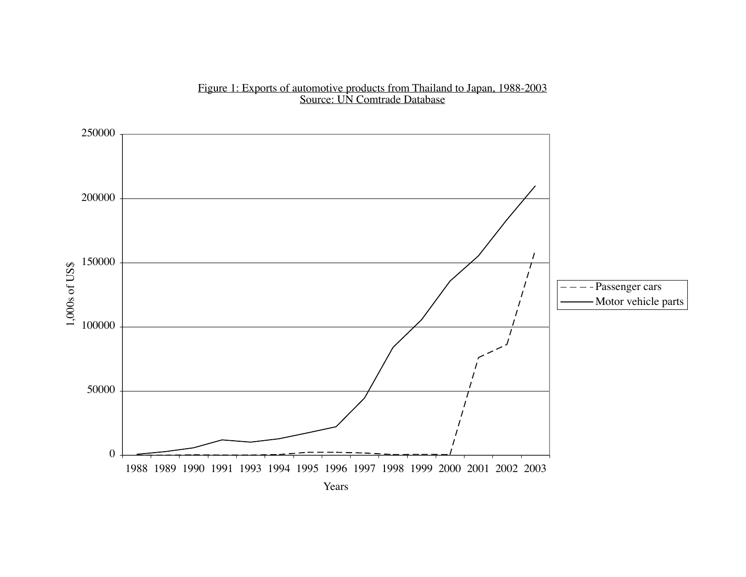Figure 1: Exports of automotive products from Thailand to Japan, 1988-2003
Source: UN Comtrade Database

250000
200000
150000
100000
50000
0

1,000s of US$

1988 1989 1990 1991 1993 1994 1995 1996 1997 1998 1999 2000 2001 2002 2003

Years

Passenger cars
Motor vehicle parts